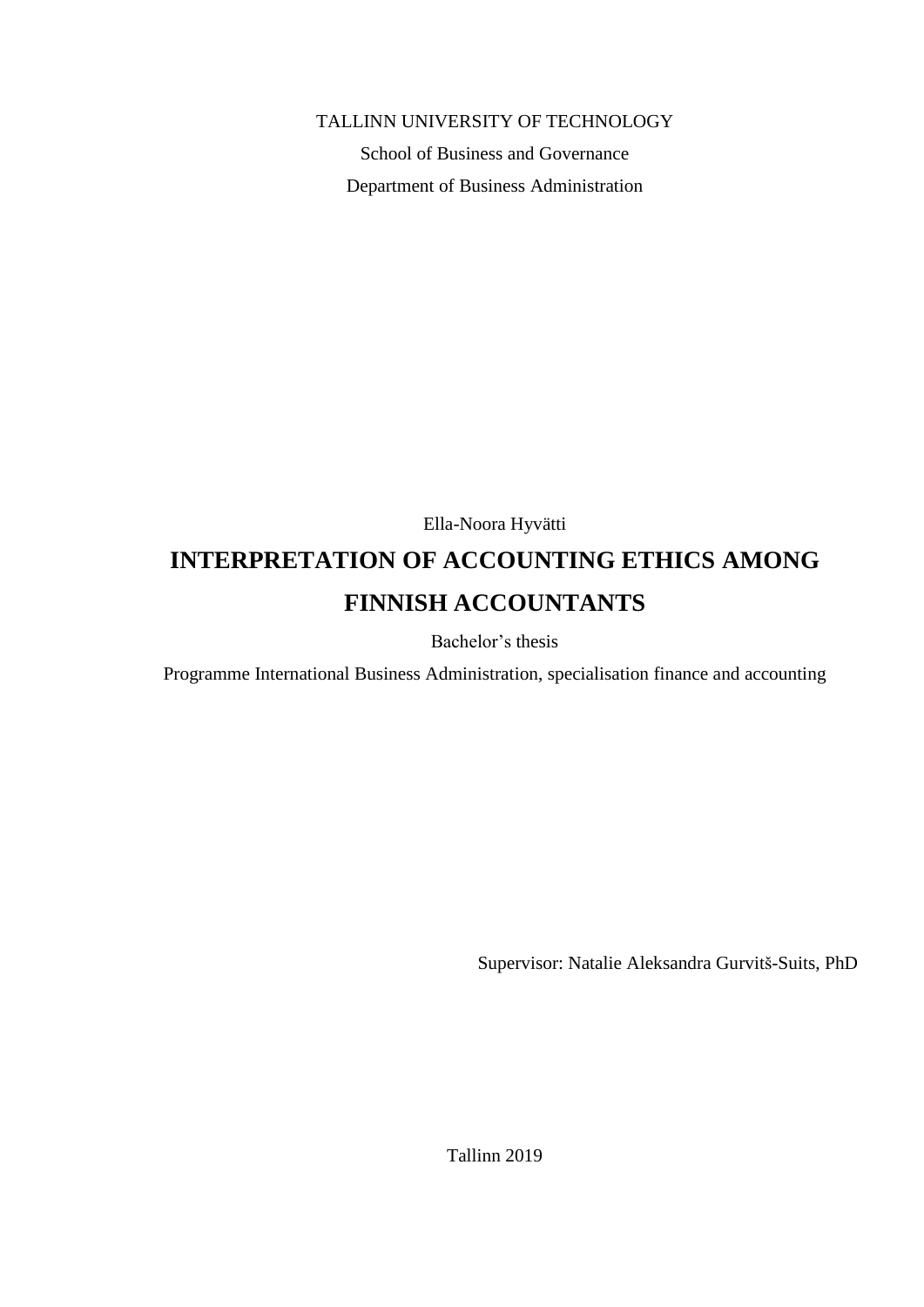TALLINN UNIVERSITY OF TECHNOLOGY

School of Business and Governance

Department of Business Administration

Ella-Noora Hyvätti

# INTERPRETATION OF ACCOUNTING ETHICS AMONG FINNISH ACCOUNTANTS

Bachelor's thesis

Programme International Business Administration, specialisation finance and accounting

Supervisor: Natalie Aleksandra Gurvitš-Suits, PhD

Tallinn 2019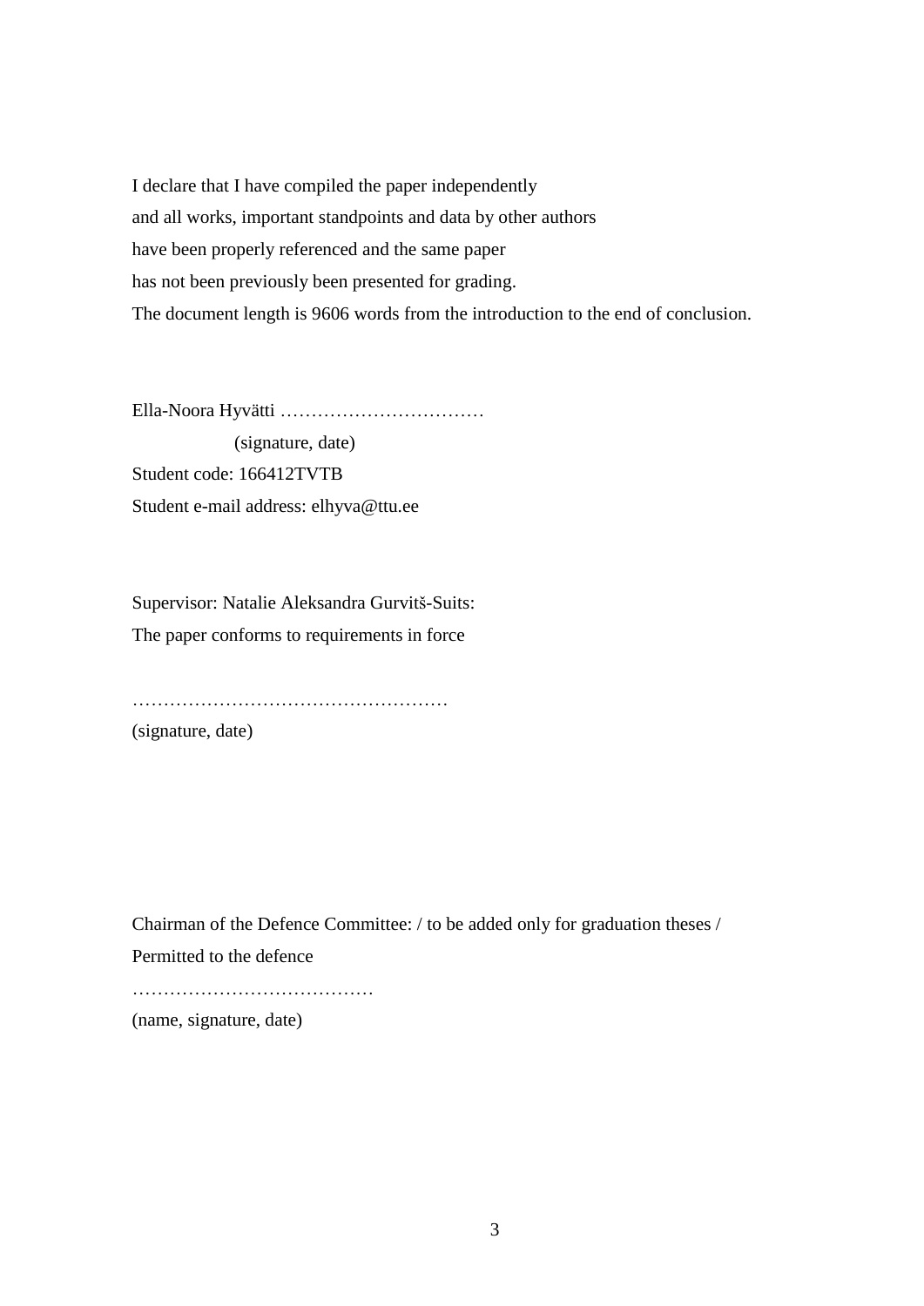I declare that I have compiled the paper independently
and all works, important standpoints and data by other authors
have been properly referenced and the same paper
has not been previously been presented for grading.
The document length is 9606 words from the introduction to the end of conclusion.

Ella-Noora Hyvätti ……………………………

(signature, date)

Student code: 166412TVTB

Student e-mail address: elhyva@ttu.ee

Supervisor: Natalie Aleksandra Gurvitš-Suits:

The paper conforms to requirements in force

……………………………………………

(signature, date)

Chairman of the Defence Committee: / to be added only for graduation theses /

Permitted to the defence

…………………………………

(name, signature, date)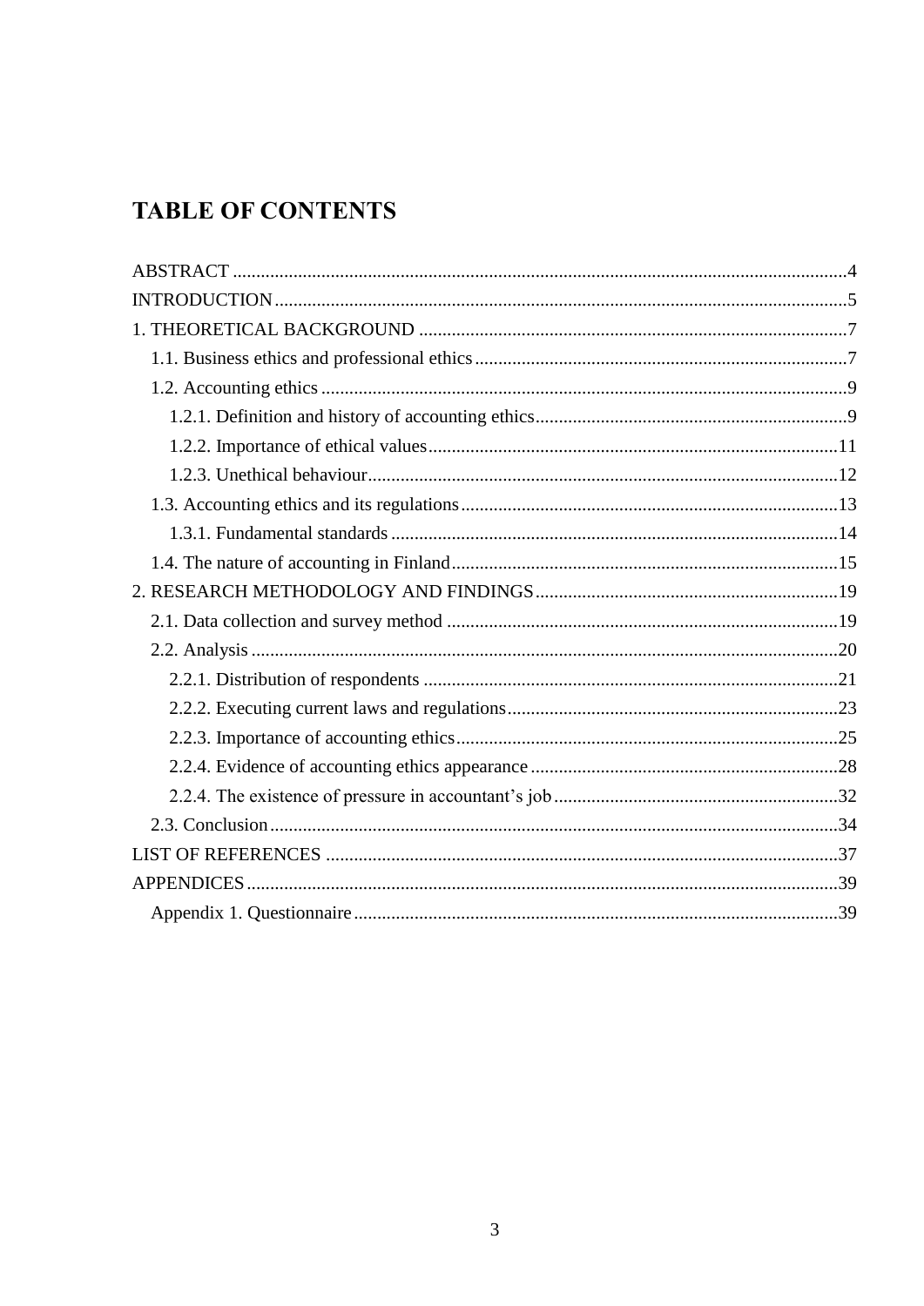# TABLE OF CONTENTS

ABSTRACT ....................................................................................................................4
INTRODUCTION ..........................................................................................................5
1. THEORETICAL BACKGROUND ...........................................................................7
   1.1. Business ethics and professional ethics ...............................................................7
   1.2. Accounting ethics ................................................................................................9
      1.2.1. Definition and history of accounting ethics ..................................................9
      1.2.2. Importance of ethical values .......................................................................11
      1.2.3. Unethical behaviour ....................................................................................12
   1.3. Accounting ethics and its regulations ................................................................13
      1.3.1. Fundamental standards ...............................................................................14
   1.4. The nature of accounting in Finland ..................................................................15
2. RESEARCH METHODOLOGY AND FINDINGS .................................................19
   2.1. Data collection and survey method ...................................................................19
   2.2. Analysis .............................................................................................................20
      2.2.1. Distribution of respondents ........................................................................21
      2.2.2. Executing current laws and regulations ......................................................23
      2.2.3. Importance of accounting ethics .................................................................25
      2.2.4. Evidence of accounting ethics appearance .................................................28
      2.2.4. The existence of pressure in accountant's job ............................................32
   2.3. Conclusion .........................................................................................................34
LIST OF REFERENCES .............................................................................................37
APPENDICES ..............................................................................................................39
   Appendix 1. Questionnaire .......................................................................................39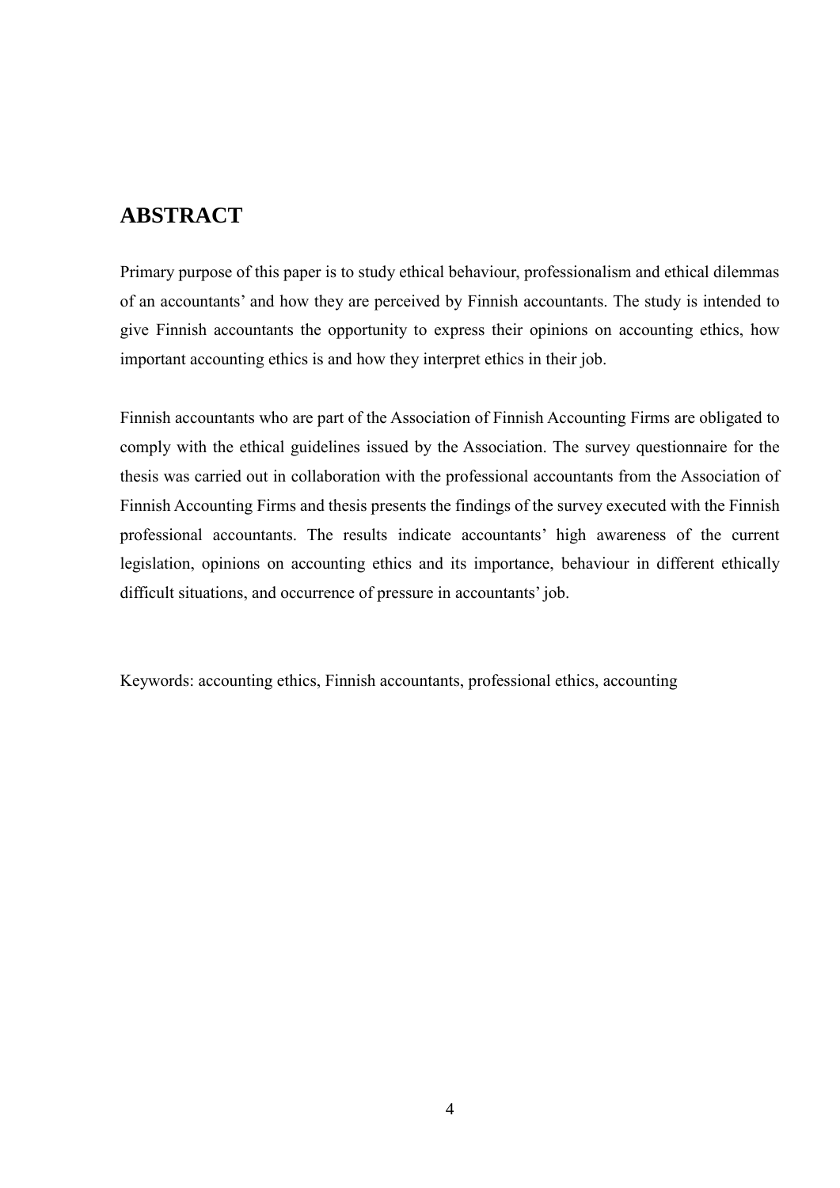## ABSTRACT

Primary purpose of this paper is to study ethical behaviour, professionalism and ethical dilemmas of an accountants' and how they are perceived by Finnish accountants. The study is intended to give Finnish accountants the opportunity to express their opinions on accounting ethics, how important accounting ethics is and how they interpret ethics in their job.

Finnish accountants who are part of the Association of Finnish Accounting Firms are obligated to comply with the ethical guidelines issued by the Association. The survey questionnaire for the thesis was carried out in collaboration with the professional accountants from the Association of Finnish Accounting Firms and thesis presents the findings of the survey executed with the Finnish professional accountants. The results indicate accountants' high awareness of the current legislation, opinions on accounting ethics and its importance, behaviour in different ethically difficult situations, and occurrence of pressure in accountants' job.

Keywords: accounting ethics, Finnish accountants, professional ethics, accounting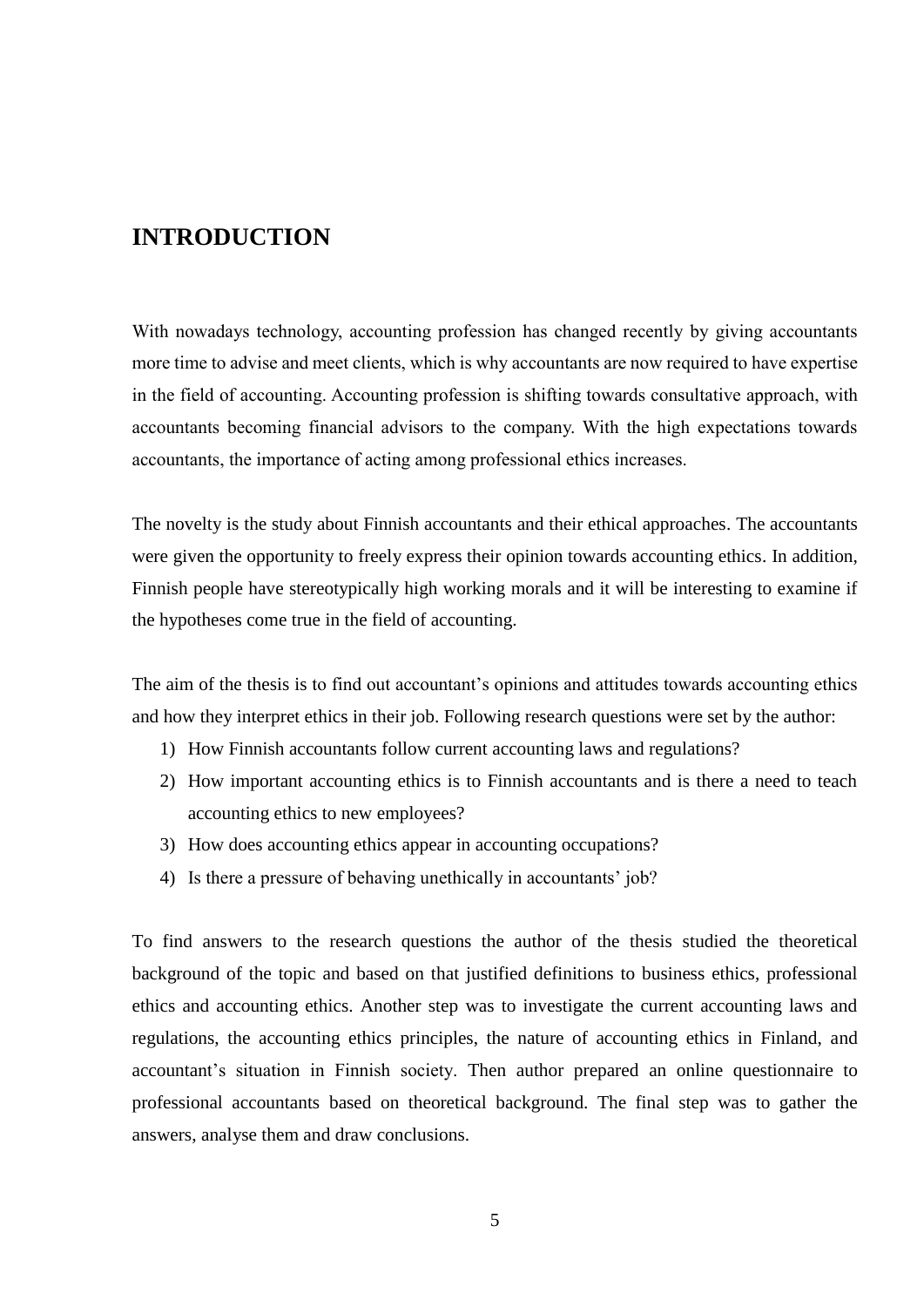# INTRODUCTION

With nowadays technology, accounting profession has changed recently by giving accountants more time to advise and meet clients, which is why accountants are now required to have expertise in the field of accounting. Accounting profession is shifting towards consultative approach, with accountants becoming financial advisors to the company. With the high expectations towards accountants, the importance of acting among professional ethics increases.

The novelty is the study about Finnish accountants and their ethical approaches. The accountants were given the opportunity to freely express their opinion towards accounting ethics. In addition, Finnish people have stereotypically high working morals and it will be interesting to examine if the hypotheses come true in the field of accounting.

The aim of the thesis is to find out accountant's opinions and attitudes towards accounting ethics and how they interpret ethics in their job. Following research questions were set by the author:

1) How Finnish accountants follow current accounting laws and regulations?
2) How important accounting ethics is to Finnish accountants and is there a need to teach accounting ethics to new employees?
3) How does accounting ethics appear in accounting occupations?
4) Is there a pressure of behaving unethically in accountants' job?

To find answers to the research questions the author of the thesis studied the theoretical background of the topic and based on that justified definitions to business ethics, professional ethics and accounting ethics. Another step was to investigate the current accounting laws and regulations, the accounting ethics principles, the nature of accounting ethics in Finland, and accountant's situation in Finnish society. Then author prepared an online questionnaire to professional accountants based on theoretical background. The final step was to gather the answers, analyse them and draw conclusions.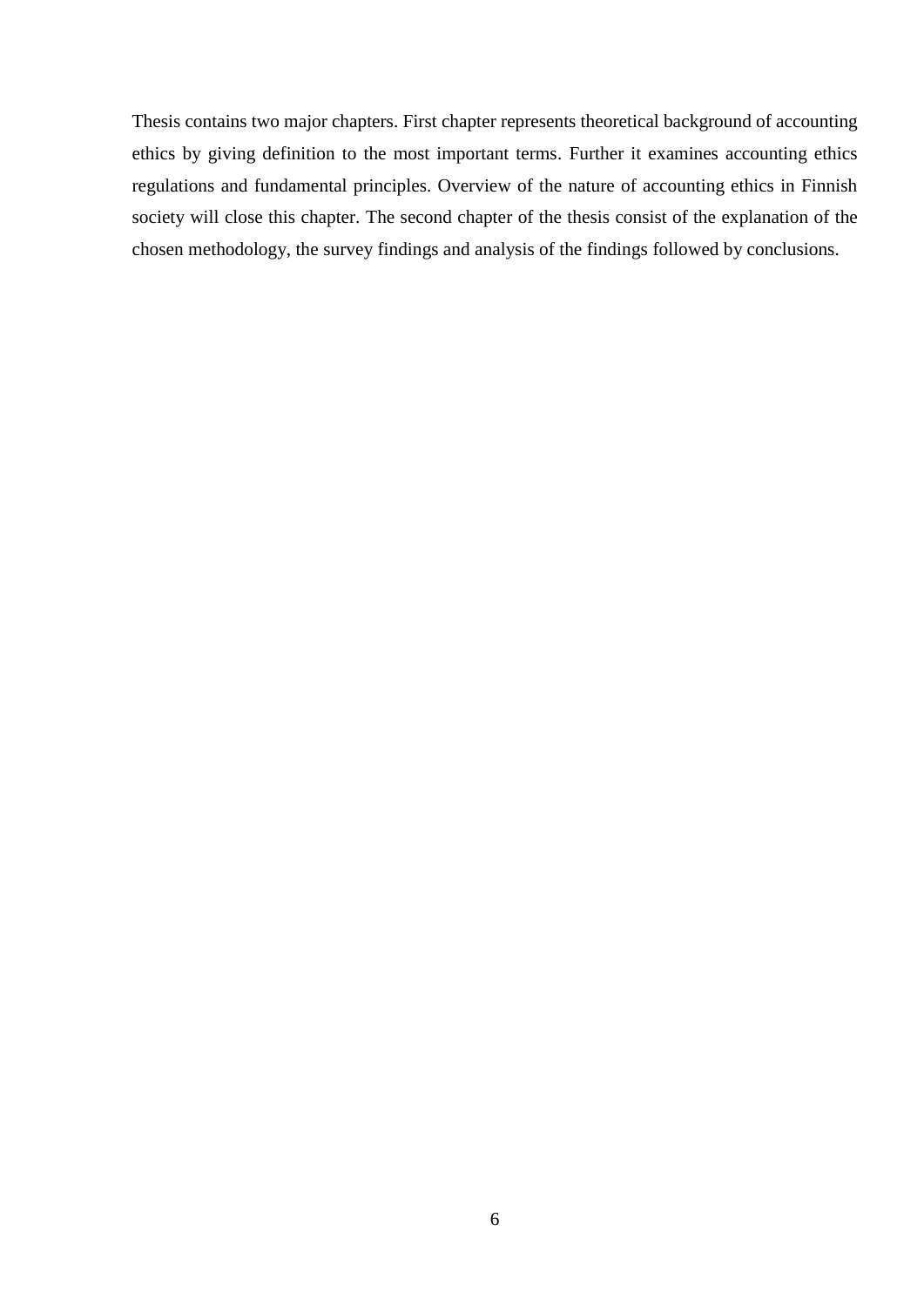Thesis contains two major chapters. First chapter represents theoretical background of accounting ethics by giving definition to the most important terms. Further it examines accounting ethics regulations and fundamental principles. Overview of the nature of accounting ethics in Finnish society will close this chapter. The second chapter of the thesis consist of the explanation of the chosen methodology, the survey findings and analysis of the findings followed by conclusions.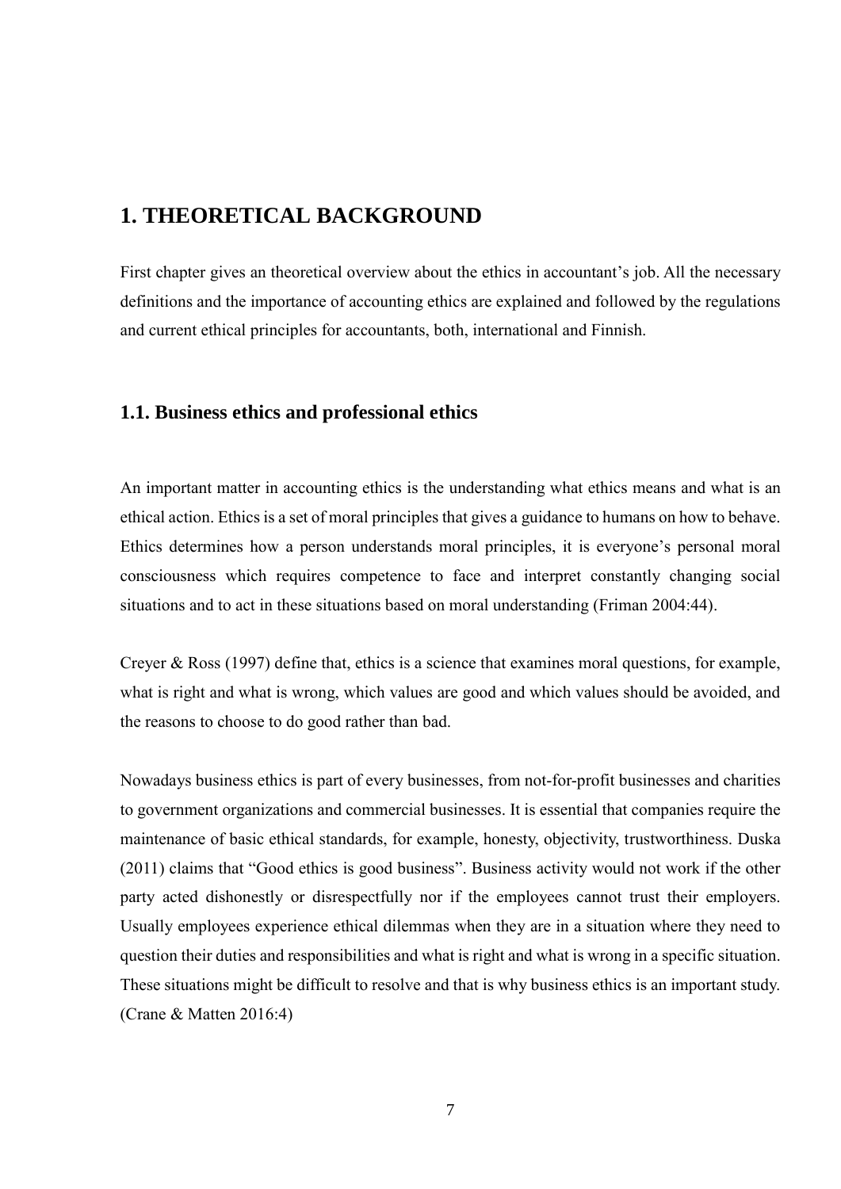# 1. THEORETICAL BACKGROUND

First chapter gives an theoretical overview about the ethics in accountant's job. All the necessary definitions and the importance of accounting ethics are explained and followed by the regulations and current ethical principles for accountants, both, international and Finnish.

## 1.1. Business ethics and professional ethics

An important matter in accounting ethics is the understanding what ethics means and what is an ethical action. Ethics is a set of moral principles that gives a guidance to humans on how to behave. Ethics determines how a person understands moral principles, it is everyone's personal moral consciousness which requires competence to face and interpret constantly changing social situations and to act in these situations based on moral understanding (Friman 2004:44).

Creyer & Ross (1997) define that, ethics is a science that examines moral questions, for example, what is right and what is wrong, which values are good and which values should be avoided, and the reasons to choose to do good rather than bad.

Nowadays business ethics is part of every businesses, from not-for-profit businesses and charities to government organizations and commercial businesses. It is essential that companies require the maintenance of basic ethical standards, for example, honesty, objectivity, trustworthiness. Duska (2011) claims that "Good ethics is good business". Business activity would not work if the other party acted dishonestly or disrespectfully nor if the employees cannot trust their employers. Usually employees experience ethical dilemmas when they are in a situation where they need to question their duties and responsibilities and what is right and what is wrong in a specific situation. These situations might be difficult to resolve and that is why business ethics is an important study. (Crane & Matten 2016:4)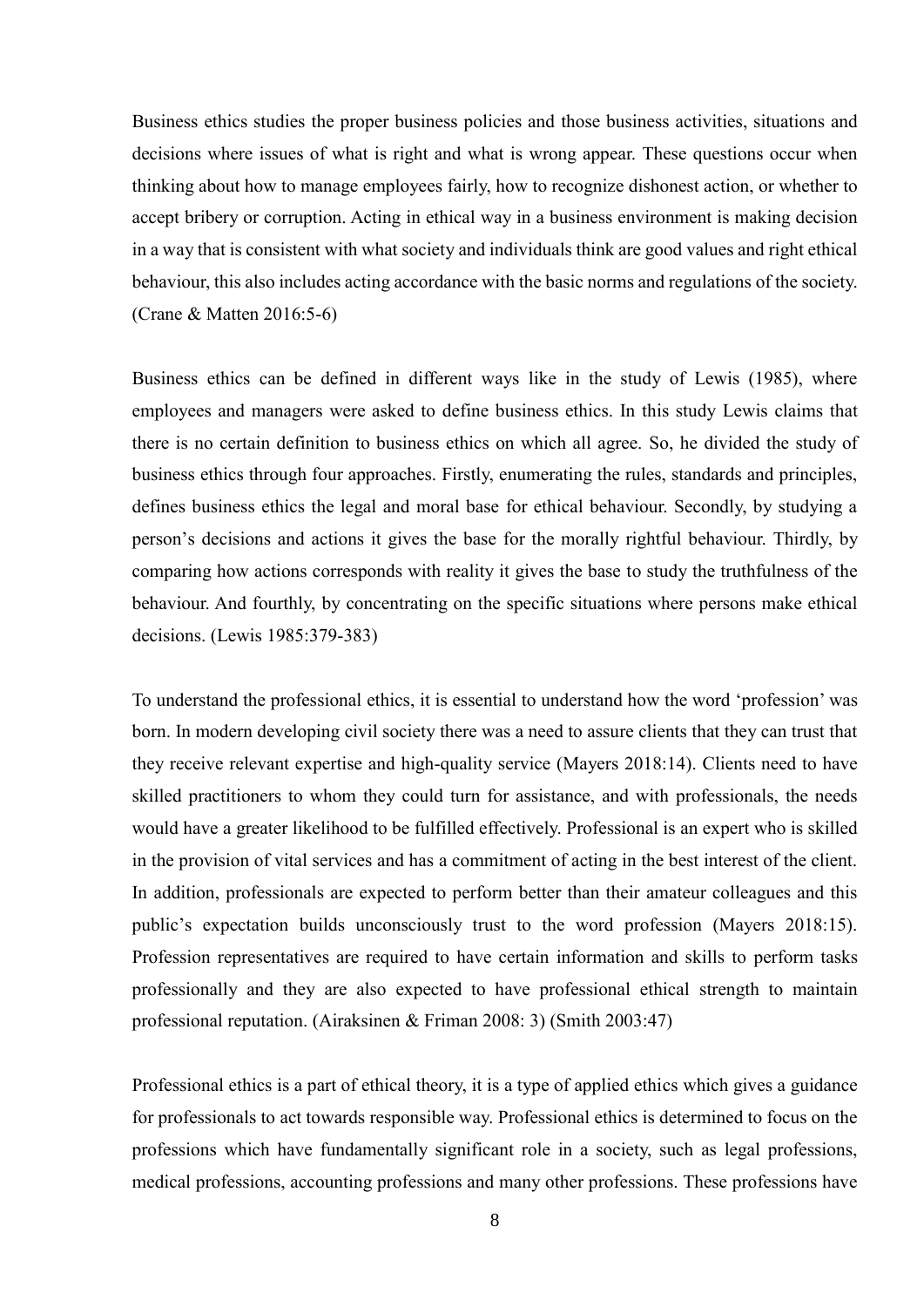Business ethics studies the proper business policies and those business activities, situations and decisions where issues of what is right and what is wrong appear. These questions occur when thinking about how to manage employees fairly, how to recognize dishonest action, or whether to accept bribery or corruption. Acting in ethical way in a business environment is making decision in a way that is consistent with what society and individuals think are good values and right ethical behaviour, this also includes acting accordance with the basic norms and regulations of the society. (Crane & Matten 2016:5-6)

Business ethics can be defined in different ways like in the study of Lewis (1985), where employees and managers were asked to define business ethics. In this study Lewis claims that there is no certain definition to business ethics on which all agree. So, he divided the study of business ethics through four approaches. Firstly, enumerating the rules, standards and principles, defines business ethics the legal and moral base for ethical behaviour. Secondly, by studying a person's decisions and actions it gives the base for the morally rightful behaviour. Thirdly, by comparing how actions corresponds with reality it gives the base to study the truthfulness of the behaviour. And fourthly, by concentrating on the specific situations where persons make ethical decisions. (Lewis 1985:379-383)

To understand the professional ethics, it is essential to understand how the word 'profession' was born. In modern developing civil society there was a need to assure clients that they can trust that they receive relevant expertise and high-quality service (Mayers 2018:14). Clients need to have skilled practitioners to whom they could turn for assistance, and with professionals, the needs would have a greater likelihood to be fulfilled effectively. Professional is an expert who is skilled in the provision of vital services and has a commitment of acting in the best interest of the client. In addition, professionals are expected to perform better than their amateur colleagues and this public's expectation builds unconsciously trust to the word profession (Mayers 2018:15). Profession representatives are required to have certain information and skills to perform tasks professionally and they are also expected to have professional ethical strength to maintain professional reputation. (Airaksinen & Friman 2008: 3) (Smith 2003:47)

Professional ethics is a part of ethical theory, it is a type of applied ethics which gives a guidance for professionals to act towards responsible way. Professional ethics is determined to focus on the professions which have fundamentally significant role in a society, such as legal professions, medical professions, accounting professions and many other professions. These professions have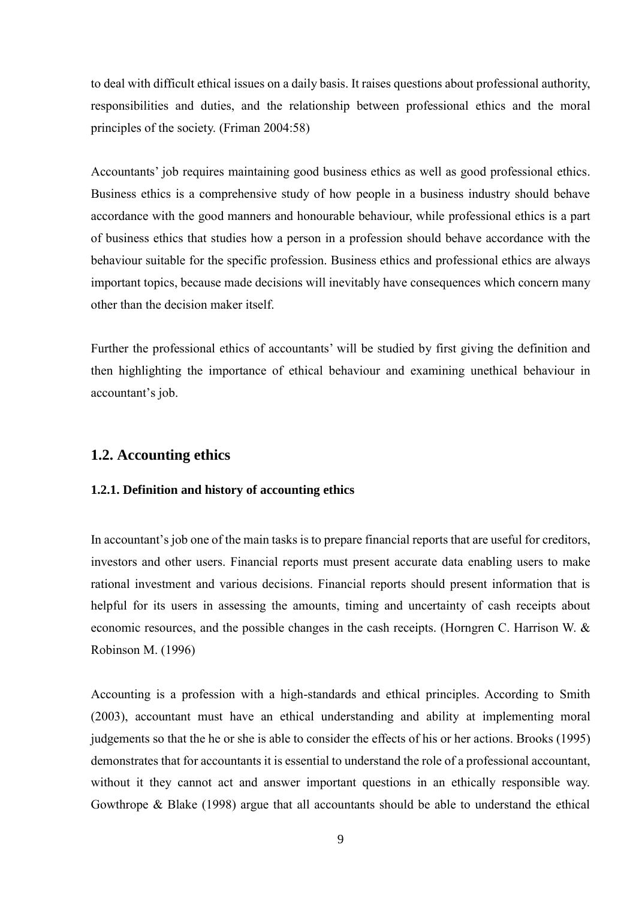to deal with difficult ethical issues on a daily basis. It raises questions about professional authority, responsibilities and duties, and the relationship between professional ethics and the moral principles of the society. (Friman 2004:58)

Accountants' job requires maintaining good business ethics as well as good professional ethics. Business ethics is a comprehensive study of how people in a business industry should behave accordance with the good manners and honourable behaviour, while professional ethics is a part of business ethics that studies how a person in a profession should behave accordance with the behaviour suitable for the specific profession. Business ethics and professional ethics are always important topics, because made decisions will inevitably have consequences which concern many other than the decision maker itself.

Further the professional ethics of accountants' will be studied by first giving the definition and then highlighting the importance of ethical behaviour and examining unethical behaviour in accountant's job.

## 1.2. Accounting ethics

### 1.2.1. Definition and history of accounting ethics

In accountant's job one of the main tasks is to prepare financial reports that are useful for creditors, investors and other users. Financial reports must present accurate data enabling users to make rational investment and various decisions. Financial reports should present information that is helpful for its users in assessing the amounts, timing and uncertainty of cash receipts about economic resources, and the possible changes in the cash receipts. (Horngren C. Harrison W. & Robinson M. (1996)

Accounting is a profession with a high-standards and ethical principles. According to Smith (2003), accountant must have an ethical understanding and ability at implementing moral judgements so that the he or she is able to consider the effects of his or her actions. Brooks (1995) demonstrates that for accountants it is essential to understand the role of a professional accountant, without it they cannot act and answer important questions in an ethically responsible way. Gowthrope & Blake (1998) argue that all accountants should be able to understand the ethical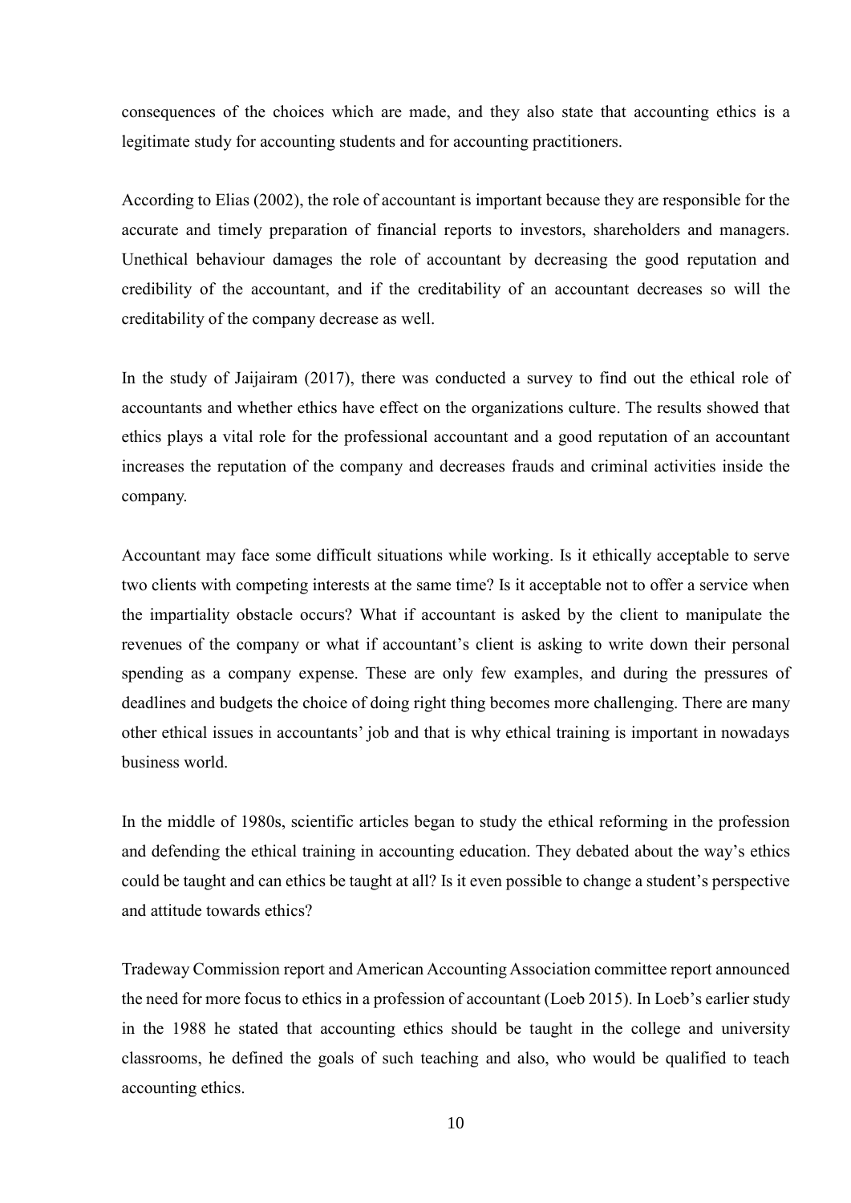consequences of the choices which are made, and they also state that accounting ethics is a legitimate study for accounting students and for accounting practitioners.

According to Elias (2002), the role of accountant is important because they are responsible for the accurate and timely preparation of financial reports to investors, shareholders and managers. Unethical behaviour damages the role of accountant by decreasing the good reputation and credibility of the accountant, and if the creditability of an accountant decreases so will the creditability of the company decrease as well.

In the study of Jaijairam (2017), there was conducted a survey to find out the ethical role of accountants and whether ethics have effect on the organizations culture. The results showed that ethics plays a vital role for the professional accountant and a good reputation of an accountant increases the reputation of the company and decreases frauds and criminal activities inside the company.

Accountant may face some difficult situations while working. Is it ethically acceptable to serve two clients with competing interests at the same time? Is it acceptable not to offer a service when the impartiality obstacle occurs? What if accountant is asked by the client to manipulate the revenues of the company or what if accountant's client is asking to write down their personal spending as a company expense. These are only few examples, and during the pressures of deadlines and budgets the choice of doing right thing becomes more challenging. There are many other ethical issues in accountants' job and that is why ethical training is important in nowadays business world.

In the middle of 1980s, scientific articles began to study the ethical reforming in the profession and defending the ethical training in accounting education. They debated about the way's ethics could be taught and can ethics be taught at all? Is it even possible to change a student's perspective and attitude towards ethics?

Tradeway Commission report and American Accounting Association committee report announced the need for more focus to ethics in a profession of accountant (Loeb 2015). In Loeb's earlier study in the 1988 he stated that accounting ethics should be taught in the college and university classrooms, he defined the goals of such teaching and also, who would be qualified to teach accounting ethics.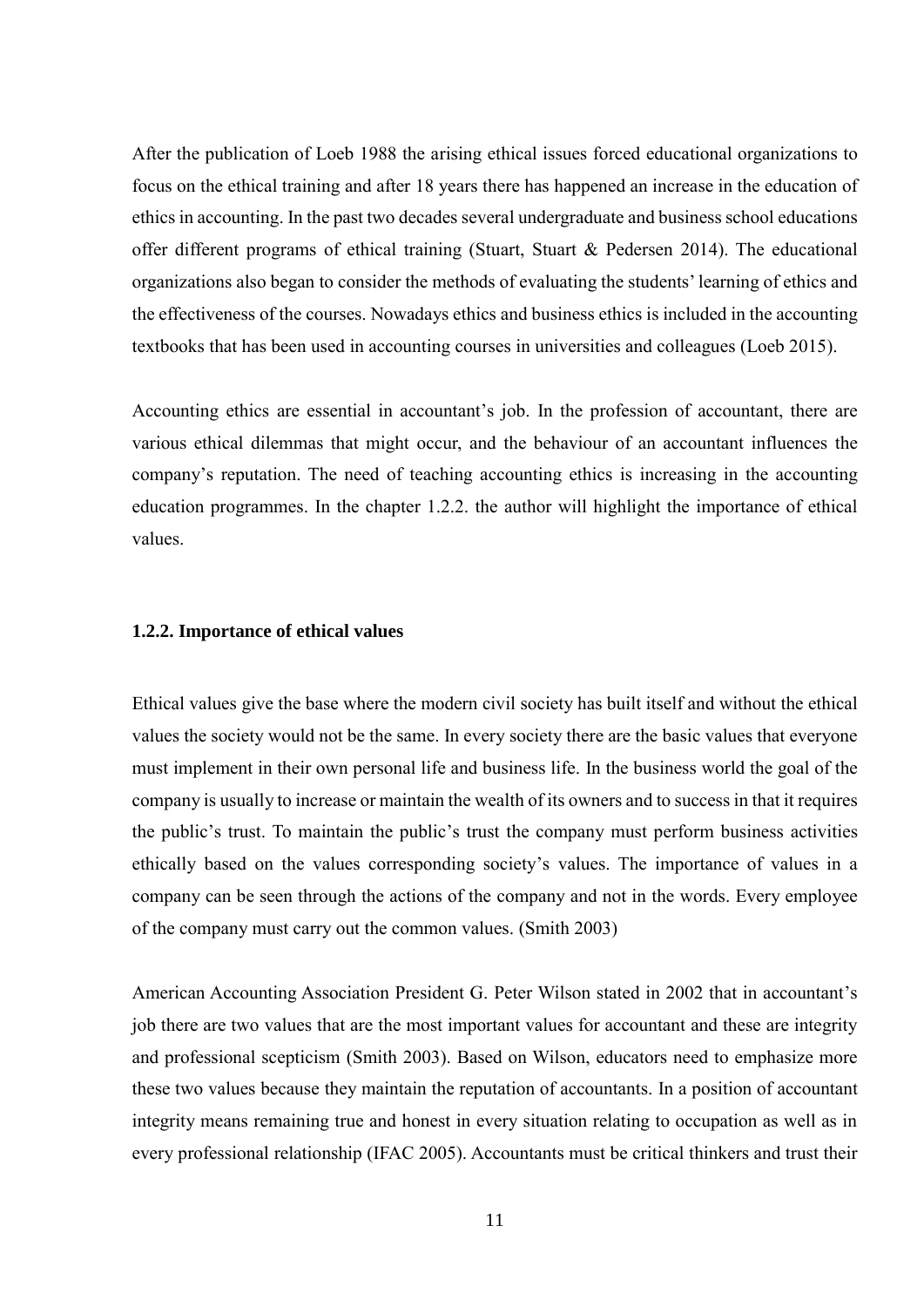After the publication of Loeb 1988 the arising ethical issues forced educational organizations to focus on the ethical training and after 18 years there has happened an increase in the education of ethics in accounting. In the past two decades several undergraduate and business school educations offer different programs of ethical training (Stuart, Stuart & Pedersen 2014). The educational organizations also began to consider the methods of evaluating the students' learning of ethics and the effectiveness of the courses. Nowadays ethics and business ethics is included in the accounting textbooks that has been used in accounting courses in universities and colleagues (Loeb 2015).

Accounting ethics are essential in accountant's job. In the profession of accountant, there are various ethical dilemmas that might occur, and the behaviour of an accountant influences the company's reputation. The need of teaching accounting ethics is increasing in the accounting education programmes. In the chapter 1.2.2. the author will highlight the importance of ethical values.

### 1.2.2. Importance of ethical values

Ethical values give the base where the modern civil society has built itself and without the ethical values the society would not be the same. In every society there are the basic values that everyone must implement in their own personal life and business life. In the business world the goal of the company is usually to increase or maintain the wealth of its owners and to success in that it requires the public's trust. To maintain the public's trust the company must perform business activities ethically based on the values corresponding society's values. The importance of values in a company can be seen through the actions of the company and not in the words. Every employee of the company must carry out the common values. (Smith 2003)

American Accounting Association President G. Peter Wilson stated in 2002 that in accountant's job there are two values that are the most important values for accountant and these are integrity and professional scepticism (Smith 2003). Based on Wilson, educators need to emphasize more these two values because they maintain the reputation of accountants. In a position of accountant integrity means remaining true and honest in every situation relating to occupation as well as in every professional relationship (IFAC 2005). Accountants must be critical thinkers and trust their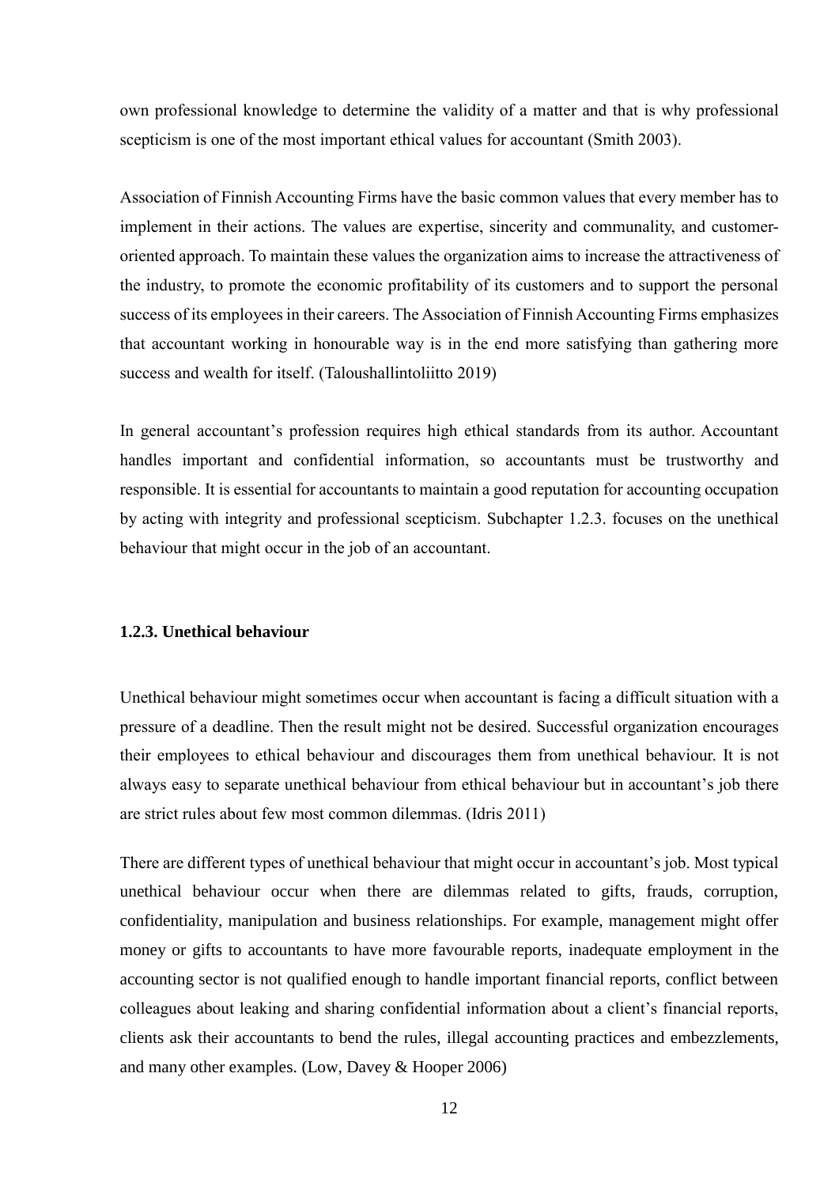own professional knowledge to determine the validity of a matter and that is why professional scepticism is one of the most important ethical values for accountant (Smith 2003).

Association of Finnish Accounting Firms have the basic common values that every member has to implement in their actions. The values are expertise, sincerity and communality, and customer-oriented approach. To maintain these values the organization aims to increase the attractiveness of the industry, to promote the economic profitability of its customers and to support the personal success of its employees in their careers. The Association of Finnish Accounting Firms emphasizes that accountant working in honourable way is in the end more satisfying than gathering more success and wealth for itself. (Taloushallintoliitto 2019)

In general accountant's profession requires high ethical standards from its author. Accountant handles important and confidential information, so accountants must be trustworthy and responsible. It is essential for accountants to maintain a good reputation for accounting occupation by acting with integrity and professional scepticism. Subchapter 1.2.3. focuses on the unethical behaviour that might occur in the job of an accountant.

### 1.2.3. Unethical behaviour

Unethical behaviour might sometimes occur when accountant is facing a difficult situation with a pressure of a deadline. Then the result might not be desired. Successful organization encourages their employees to ethical behaviour and discourages them from unethical behaviour. It is not always easy to separate unethical behaviour from ethical behaviour but in accountant's job there are strict rules about few most common dilemmas. (Idris 2011)

There are different types of unethical behaviour that might occur in accountant's job. Most typical unethical behaviour occur when there are dilemmas related to gifts, frauds, corruption, confidentiality, manipulation and business relationships. For example, management might offer money or gifts to accountants to have more favourable reports, inadequate employment in the accounting sector is not qualified enough to handle important financial reports, conflict between colleagues about leaking and sharing confidential information about a client's financial reports, clients ask their accountants to bend the rules, illegal accounting practices and embezzlements, and many other examples. (Low, Davey & Hooper 2006)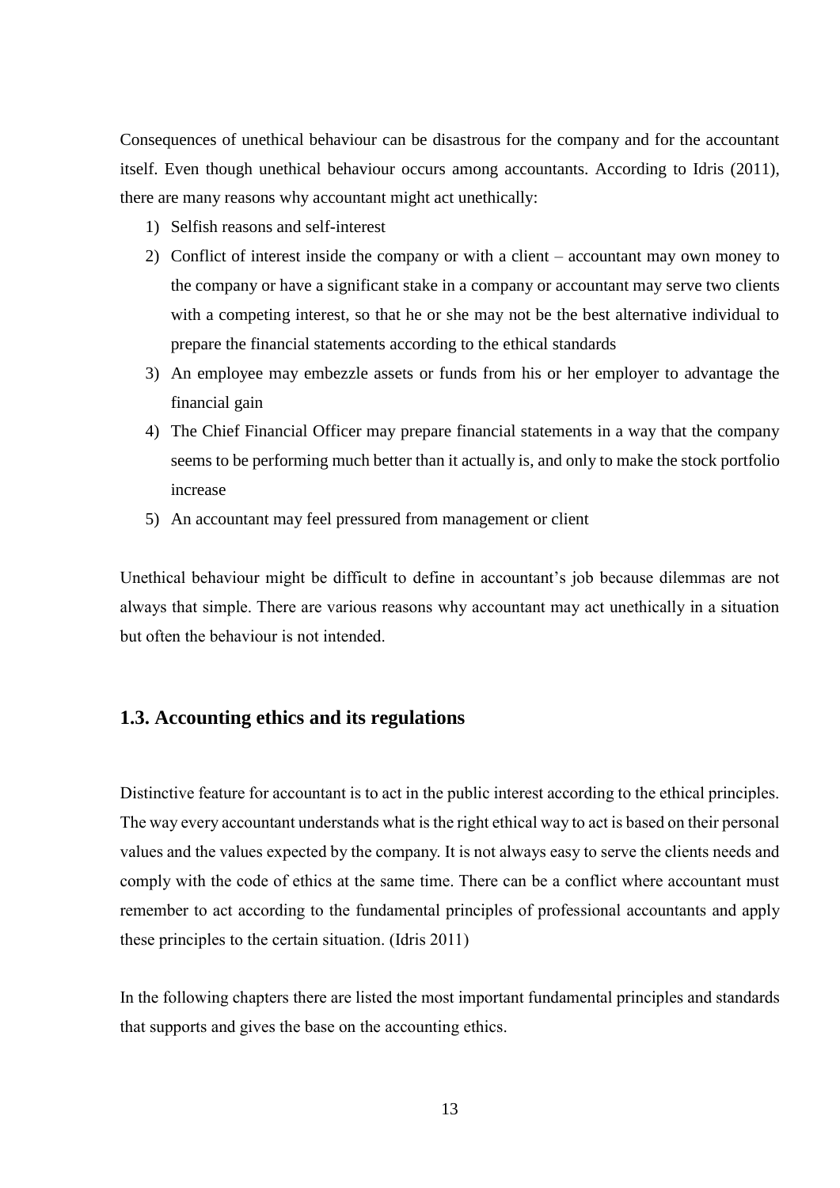Consequences of unethical behaviour can be disastrous for the company and for the accountant itself. Even though unethical behaviour occurs among accountants. According to Idris (2011), there are many reasons why accountant might act unethically:

1) Selfish reasons and self-interest
2) Conflict of interest inside the company or with a client – accountant may own money to the company or have a significant stake in a company or accountant may serve two clients with a competing interest, so that he or she may not be the best alternative individual to prepare the financial statements according to the ethical standards
3) An employee may embezzle assets or funds from his or her employer to advantage the financial gain
4) The Chief Financial Officer may prepare financial statements in a way that the company seems to be performing much better than it actually is, and only to make the stock portfolio increase
5) An accountant may feel pressured from management or client

Unethical behaviour might be difficult to define in accountant's job because dilemmas are not always that simple. There are various reasons why accountant may act unethically in a situation but often the behaviour is not intended.

## 1.3. Accounting ethics and its regulations

Distinctive feature for accountant is to act in the public interest according to the ethical principles. The way every accountant understands what is the right ethical way to act is based on their personal values and the values expected by the company. It is not always easy to serve the clients needs and comply with the code of ethics at the same time. There can be a conflict where accountant must remember to act according to the fundamental principles of professional accountants and apply these principles to the certain situation. (Idris 2011)

In the following chapters there are listed the most important fundamental principles and standards that supports and gives the base on the accounting ethics.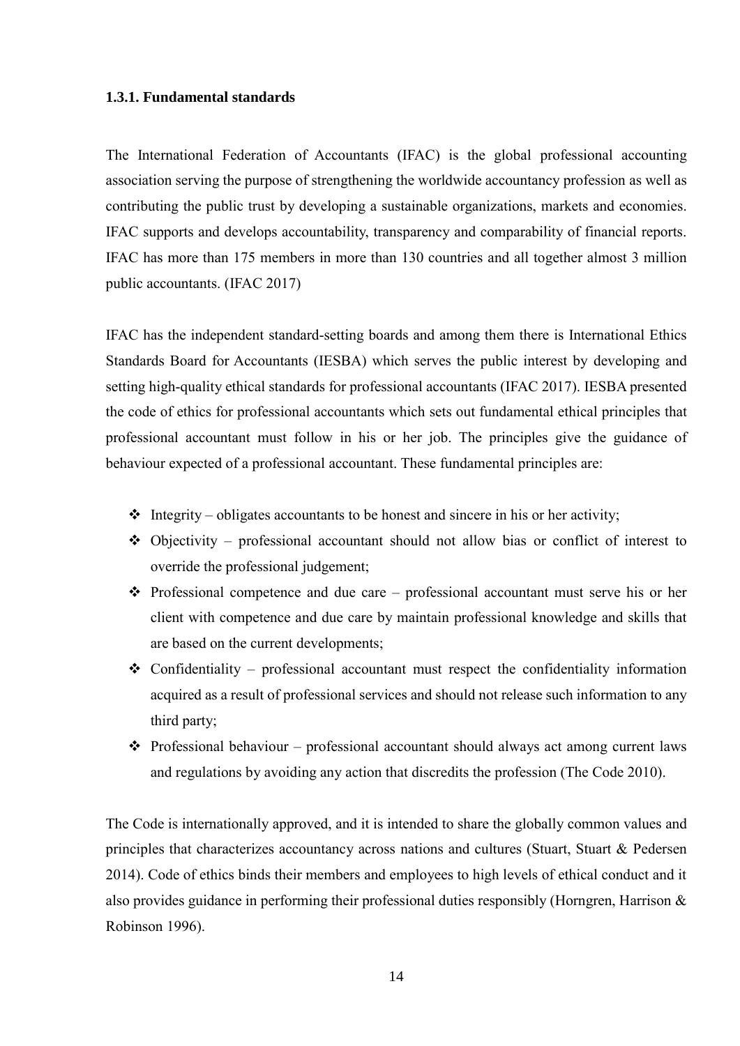### 1.3.1. Fundamental standards

The International Federation of Accountants (IFAC) is the global professional accounting association serving the purpose of strengthening the worldwide accountancy profession as well as contributing the public trust by developing a sustainable organizations, markets and economies. IFAC supports and develops accountability, transparency and comparability of financial reports. IFAC has more than 175 members in more than 130 countries and all together almost 3 million public accountants. (IFAC 2017)

IFAC has the independent standard-setting boards and among them there is International Ethics Standards Board for Accountants (IESBA) which serves the public interest by developing and setting high-quality ethical standards for professional accountants (IFAC 2017). IESBA presented the code of ethics for professional accountants which sets out fundamental ethical principles that professional accountant must follow in his or her job. The principles give the guidance of behaviour expected of a professional accountant. These fundamental principles are:

- Integrity – obligates accountants to be honest and sincere in his or her activity;
- Objectivity – professional accountant should not allow bias or conflict of interest to override the professional judgement;
- Professional competence and due care – professional accountant must serve his or her client with competence and due care by maintain professional knowledge and skills that are based on the current developments;
- Confidentiality – professional accountant must respect the confidentiality information acquired as a result of professional services and should not release such information to any third party;
- Professional behaviour – professional accountant should always act among current laws and regulations by avoiding any action that discredits the profession (The Code 2010).

The Code is internationally approved, and it is intended to share the globally common values and principles that characterizes accountancy across nations and cultures (Stuart, Stuart & Pedersen 2014). Code of ethics binds their members and employees to high levels of ethical conduct and it also provides guidance in performing their professional duties responsibly (Horngren, Harrison & Robinson 1996).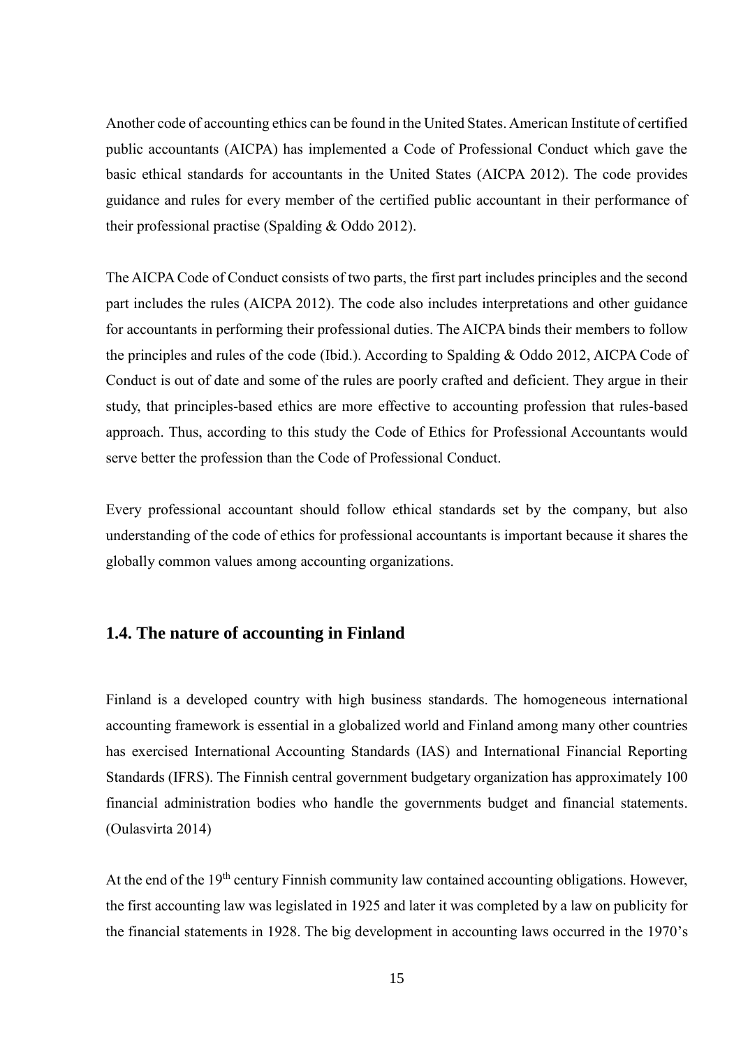Another code of accounting ethics can be found in the United States. American Institute of certified public accountants (AICPA) has implemented a Code of Professional Conduct which gave the basic ethical standards for accountants in the United States (AICPA 2012). The code provides guidance and rules for every member of the certified public accountant in their performance of their professional practise (Spalding & Oddo 2012).

The AICPA Code of Conduct consists of two parts, the first part includes principles and the second part includes the rules (AICPA 2012). The code also includes interpretations and other guidance for accountants in performing their professional duties. The AICPA binds their members to follow the principles and rules of the code (Ibid.). According to Spalding & Oddo 2012, AICPA Code of Conduct is out of date and some of the rules are poorly crafted and deficient. They argue in their study, that principles-based ethics are more effective to accounting profession that rules-based approach. Thus, according to this study the Code of Ethics for Professional Accountants would serve better the profession than the Code of Professional Conduct.

Every professional accountant should follow ethical standards set by the company, but also understanding of the code of ethics for professional accountants is important because it shares the globally common values among accounting organizations.

## 1.4. The nature of accounting in Finland

Finland is a developed country with high business standards. The homogeneous international accounting framework is essential in a globalized world and Finland among many other countries has exercised International Accounting Standards (IAS) and International Financial Reporting Standards (IFRS). The Finnish central government budgetary organization has approximately 100 financial administration bodies who handle the governments budget and financial statements. (Oulasvirta 2014)

At the end of the 19th century Finnish community law contained accounting obligations. However, the first accounting law was legislated in 1925 and later it was completed by a law on publicity for the financial statements in 1928. The big development in accounting laws occurred in the 1970's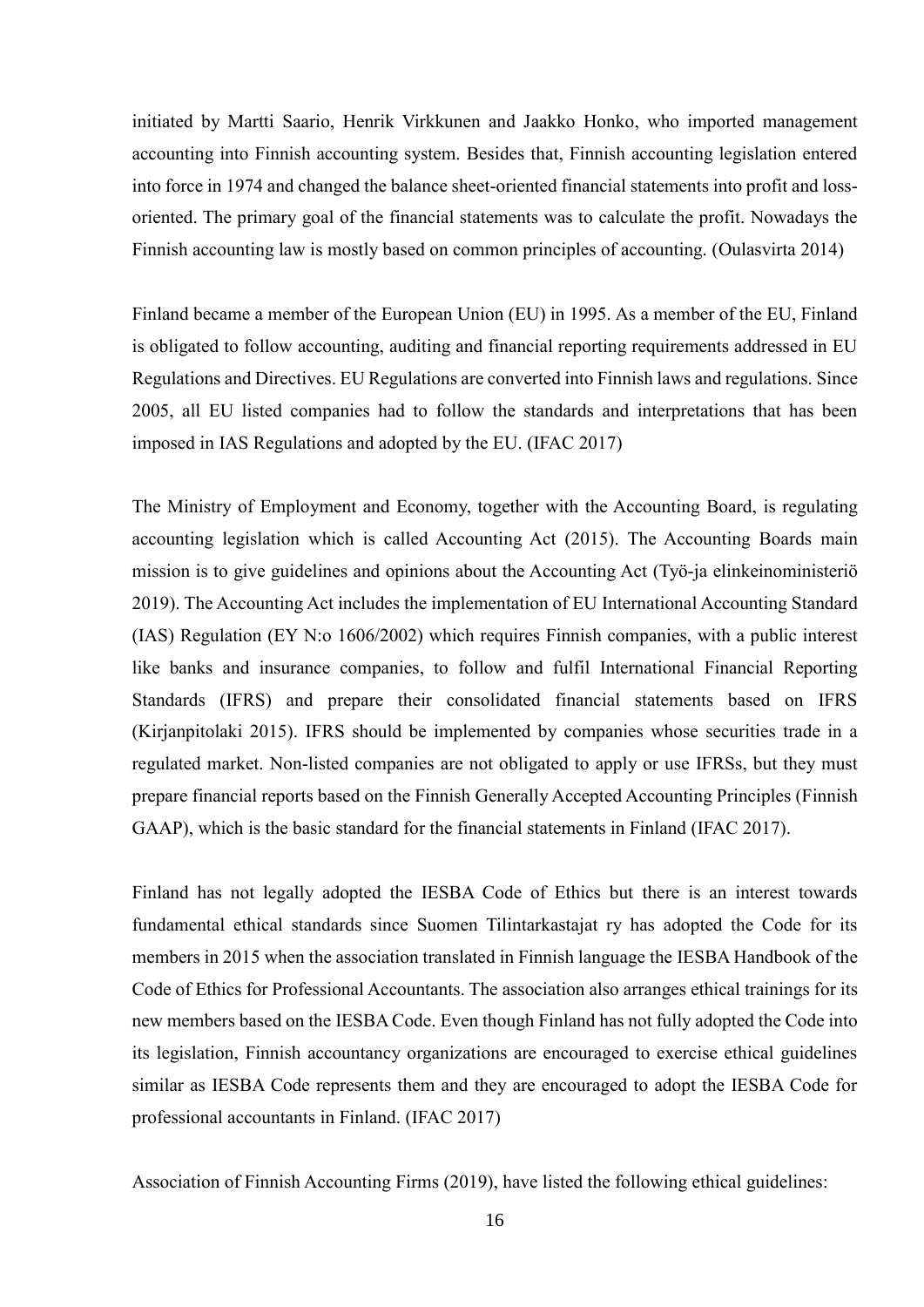initiated by Martti Saario, Henrik Virkkunen and Jaakko Honko, who imported management accounting into Finnish accounting system. Besides that, Finnish accounting legislation entered into force in 1974 and changed the balance sheet-oriented financial statements into profit and loss-oriented. The primary goal of the financial statements was to calculate the profit. Nowadays the Finnish accounting law is mostly based on common principles of accounting. (Oulasvirta 2014)

Finland became a member of the European Union (EU) in 1995. As a member of the EU, Finland is obligated to follow accounting, auditing and financial reporting requirements addressed in EU Regulations and Directives. EU Regulations are converted into Finnish laws and regulations. Since 2005, all EU listed companies had to follow the standards and interpretations that has been imposed in IAS Regulations and adopted by the EU. (IFAC 2017)

The Ministry of Employment and Economy, together with the Accounting Board, is regulating accounting legislation which is called Accounting Act (2015). The Accounting Boards main mission is to give guidelines and opinions about the Accounting Act (Työ-ja elinkeinoministeriö 2019). The Accounting Act includes the implementation of EU International Accounting Standard (IAS) Regulation (EY N:o 1606/2002) which requires Finnish companies, with a public interest like banks and insurance companies, to follow and fulfil International Financial Reporting Standards (IFRS) and prepare their consolidated financial statements based on IFRS (Kirjanpitolaki 2015). IFRS should be implemented by companies whose securities trade in a regulated market. Non-listed companies are not obligated to apply or use IFRSs, but they must prepare financial reports based on the Finnish Generally Accepted Accounting Principles (Finnish GAAP), which is the basic standard for the financial statements in Finland (IFAC 2017).

Finland has not legally adopted the IESBA Code of Ethics but there is an interest towards fundamental ethical standards since Suomen Tilintarkastajat ry has adopted the Code for its members in 2015 when the association translated in Finnish language the IESBA Handbook of the Code of Ethics for Professional Accountants. The association also arranges ethical trainings for its new members based on the IESBA Code. Even though Finland has not fully adopted the Code into its legislation, Finnish accountancy organizations are encouraged to exercise ethical guidelines similar as IESBA Code represents them and they are encouraged to adopt the IESBA Code for professional accountants in Finland. (IFAC 2017)

Association of Finnish Accounting Firms (2019), have listed the following ethical guidelines: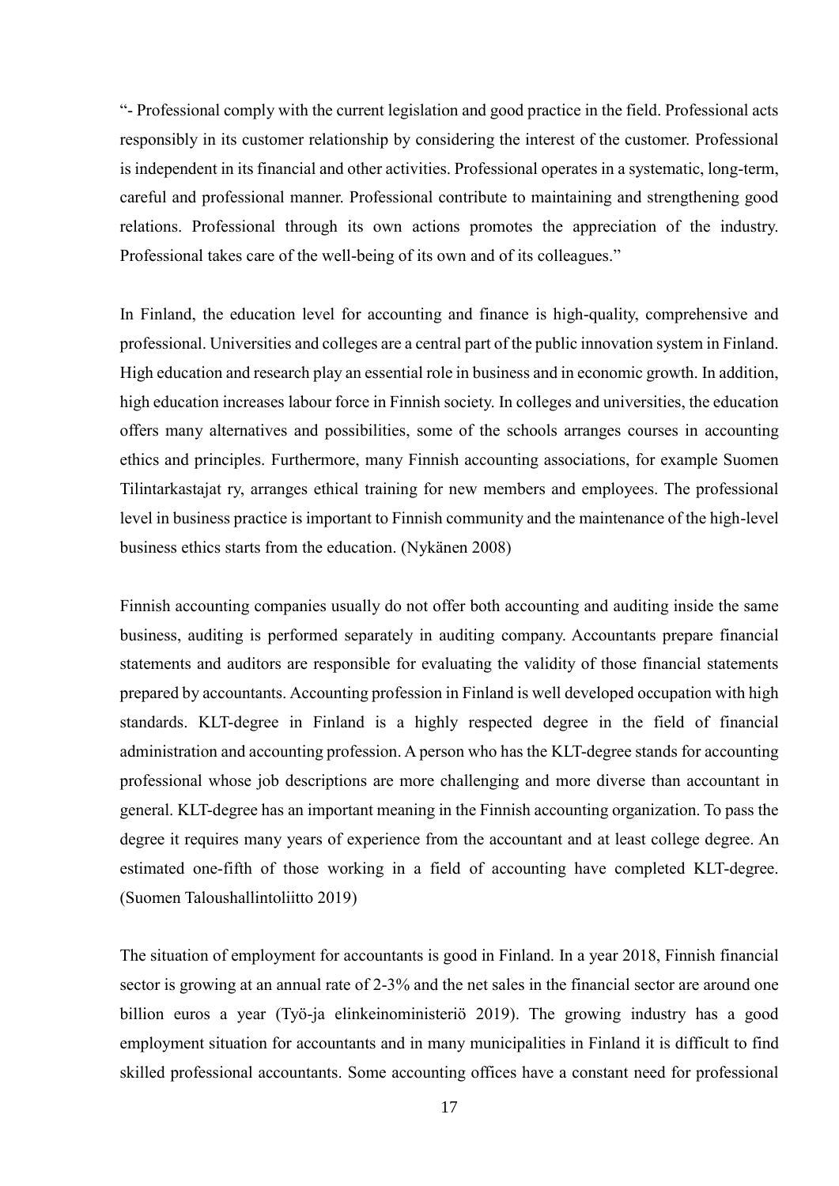"- Professional comply with the current legislation and good practice in the field. Professional acts responsibly in its customer relationship by considering the interest of the customer. Professional is independent in its financial and other activities. Professional operates in a systematic, long-term, careful and professional manner. Professional contribute to maintaining and strengthening good relations. Professional through its own actions promotes the appreciation of the industry. Professional takes care of the well-being of its own and of its colleagues."

In Finland, the education level for accounting and finance is high-quality, comprehensive and professional. Universities and colleges are a central part of the public innovation system in Finland. High education and research play an essential role in business and in economic growth. In addition, high education increases labour force in Finnish society. In colleges and universities, the education offers many alternatives and possibilities, some of the schools arranges courses in accounting ethics and principles. Furthermore, many Finnish accounting associations, for example Suomen Tilintarkastajat ry, arranges ethical training for new members and employees. The professional level in business practice is important to Finnish community and the maintenance of the high-level business ethics starts from the education. (Nykänen 2008)

Finnish accounting companies usually do not offer both accounting and auditing inside the same business, auditing is performed separately in auditing company. Accountants prepare financial statements and auditors are responsible for evaluating the validity of those financial statements prepared by accountants. Accounting profession in Finland is well developed occupation with high standards. KLT-degree in Finland is a highly respected degree in the field of financial administration and accounting profession. A person who has the KLT-degree stands for accounting professional whose job descriptions are more challenging and more diverse than accountant in general. KLT-degree has an important meaning in the Finnish accounting organization. To pass the degree it requires many years of experience from the accountant and at least college degree. An estimated one-fifth of those working in a field of accounting have completed KLT-degree. (Suomen Taloushallintoliitto 2019)

The situation of employment for accountants is good in Finland. In a year 2018, Finnish financial sector is growing at an annual rate of 2-3% and the net sales in the financial sector are around one billion euros a year (Työ-ja elinkeinoministeriö 2019). The growing industry has a good employment situation for accountants and in many municipalities in Finland it is difficult to find skilled professional accountants. Some accounting offices have a constant need for professional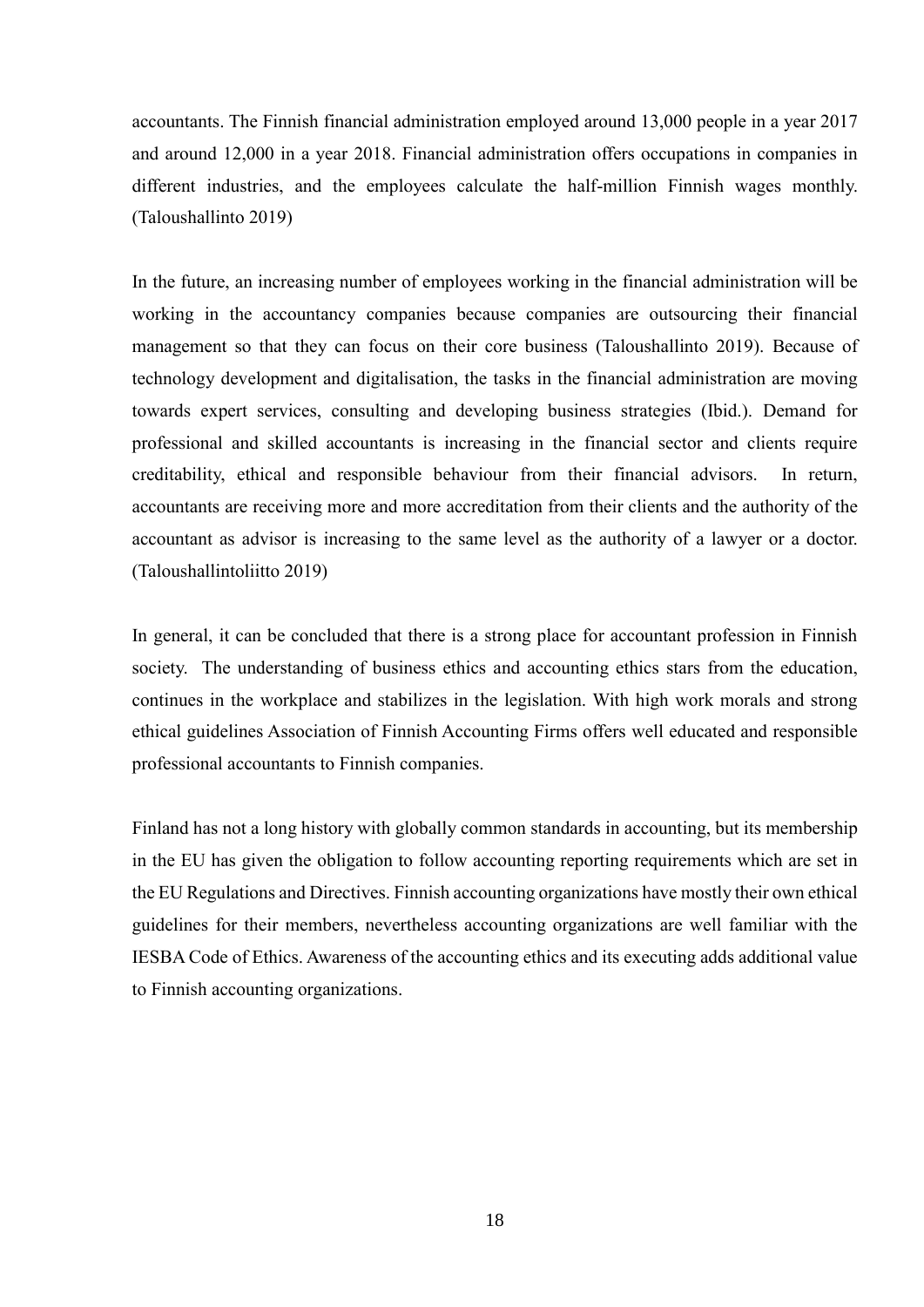accountants. The Finnish financial administration employed around 13,000 people in a year 2017 and around 12,000 in a year 2018. Financial administration offers occupations in companies in different industries, and the employees calculate the half-million Finnish wages monthly. (Taloushallinto 2019)

In the future, an increasing number of employees working in the financial administration will be working in the accountancy companies because companies are outsourcing their financial management so that they can focus on their core business (Taloushallinto 2019). Because of technology development and digitalisation, the tasks in the financial administration are moving towards expert services, consulting and developing business strategies (Ibid.). Demand for professional and skilled accountants is increasing in the financial sector and clients require creditability, ethical and responsible behaviour from their financial advisors. In return, accountants are receiving more and more accreditation from their clients and the authority of the accountant as advisor is increasing to the same level as the authority of a lawyer or a doctor. (Taloushallintoliitto 2019)

In general, it can be concluded that there is a strong place for accountant profession in Finnish society. The understanding of business ethics and accounting ethics stars from the education, continues in the workplace and stabilizes in the legislation. With high work morals and strong ethical guidelines Association of Finnish Accounting Firms offers well educated and responsible professional accountants to Finnish companies.

Finland has not a long history with globally common standards in accounting, but its membership in the EU has given the obligation to follow accounting reporting requirements which are set in the EU Regulations and Directives. Finnish accounting organizations have mostly their own ethical guidelines for their members, nevertheless accounting organizations are well familiar with the IESBA Code of Ethics. Awareness of the accounting ethics and its executing adds additional value to Finnish accounting organizations.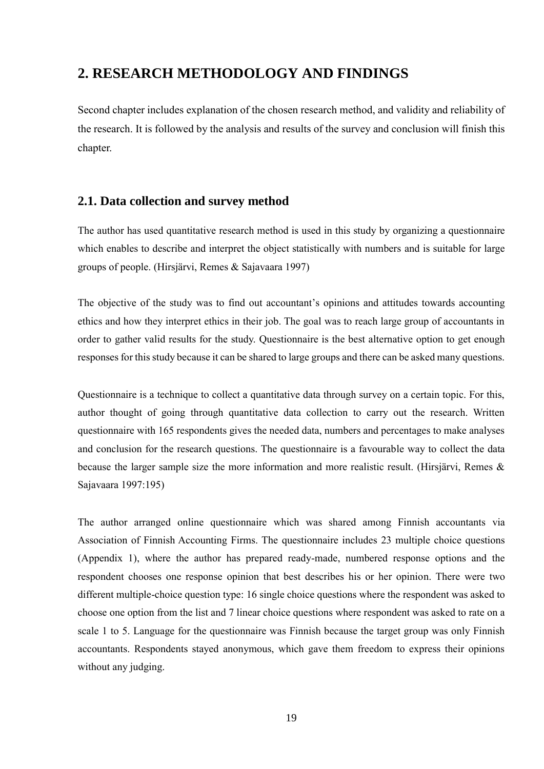# 2. RESEARCH METHODOLOGY AND FINDINGS

Second chapter includes explanation of the chosen research method, and validity and reliability of the research. It is followed by the analysis and results of the survey and conclusion will finish this chapter.

## 2.1. Data collection and survey method

The author has used quantitative research method is used in this study by organizing a questionnaire which enables to describe and interpret the object statistically with numbers and is suitable for large groups of people. (Hirsjärvi, Remes & Sajavaara 1997)

The objective of the study was to find out accountant's opinions and attitudes towards accounting ethics and how they interpret ethics in their job. The goal was to reach large group of accountants in order to gather valid results for the study. Questionnaire is the best alternative option to get enough responses for this study because it can be shared to large groups and there can be asked many questions.

Questionnaire is a technique to collect a quantitative data through survey on a certain topic. For this, author thought of going through quantitative data collection to carry out the research. Written questionnaire with 165 respondents gives the needed data, numbers and percentages to make analyses and conclusion for the research questions. The questionnaire is a favourable way to collect the data because the larger sample size the more information and more realistic result. (Hirsjärvi, Remes & Sajavaara 1997:195)

The author arranged online questionnaire which was shared among Finnish accountants via Association of Finnish Accounting Firms. The questionnaire includes 23 multiple choice questions (Appendix 1), where the author has prepared ready-made, numbered response options and the respondent chooses one response opinion that best describes his or her opinion. There were two different multiple-choice question type: 16 single choice questions where the respondent was asked to choose one option from the list and 7 linear choice questions where respondent was asked to rate on a scale 1 to 5. Language for the questionnaire was Finnish because the target group was only Finnish accountants. Respondents stayed anonymous, which gave them freedom to express their opinions without any judging.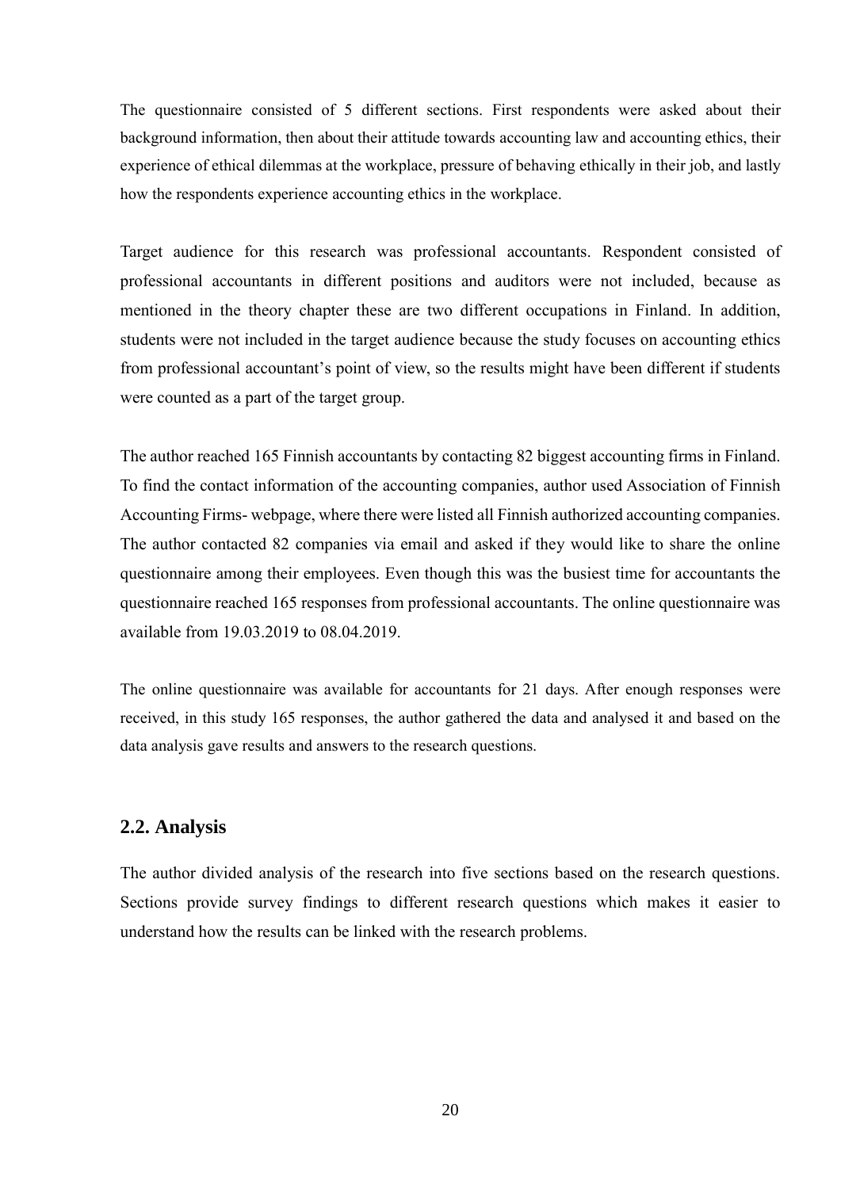The questionnaire consisted of 5 different sections. First respondents were asked about their background information, then about their attitude towards accounting law and accounting ethics, their experience of ethical dilemmas at the workplace, pressure of behaving ethically in their job, and lastly how the respondents experience accounting ethics in the workplace.

Target audience for this research was professional accountants. Respondent consisted of professional accountants in different positions and auditors were not included, because as mentioned in the theory chapter these are two different occupations in Finland. In addition, students were not included in the target audience because the study focuses on accounting ethics from professional accountant's point of view, so the results might have been different if students were counted as a part of the target group.

The author reached 165 Finnish accountants by contacting 82 biggest accounting firms in Finland. To find the contact information of the accounting companies, author used Association of Finnish Accounting Firms- webpage, where there were listed all Finnish authorized accounting companies. The author contacted 82 companies via email and asked if they would like to share the online questionnaire among their employees. Even though this was the busiest time for accountants the questionnaire reached 165 responses from professional accountants. The online questionnaire was available from 19.03.2019 to 08.04.2019.

The online questionnaire was available for accountants for 21 days. After enough responses were received, in this study 165 responses, the author gathered the data and analysed it and based on the data analysis gave results and answers to the research questions.

## 2.2. Analysis

The author divided analysis of the research into five sections based on the research questions. Sections provide survey findings to different research questions which makes it easier to understand how the results can be linked with the research problems.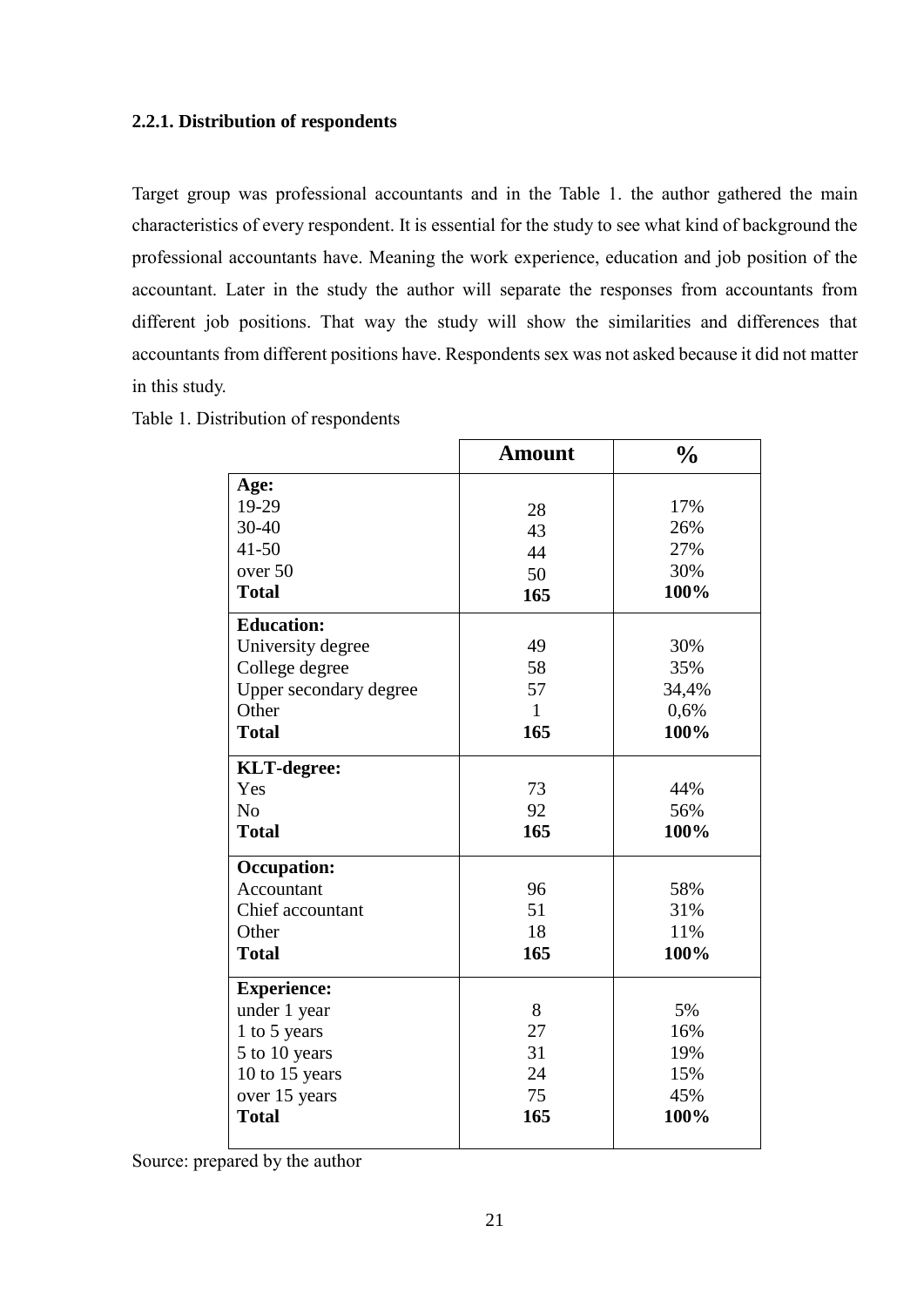### 2.2.1. Distribution of respondents

Target group was professional accountants and in the Table 1. the author gathered the main characteristics of every respondent. It is essential for the study to see what kind of background the professional accountants have. Meaning the work experience, education and job position of the accountant. Later in the study the author will separate the responses from accountants from different job positions. That way the study will show the similarities and differences that accountants from different positions have. Respondents sex was not asked because it did not matter in this study.

Table 1. Distribution of respondents

| | **Amount** | **%** |
|---|---|---|
| **Age:** | | |
| 19-29 | 28 | 17% |
| 30-40 | 43 | 26% |
| 41-50 | 44 | 27% |
| over 50 | 50 | 30% |
| **Total** | **165** | **100%** |
| **Education:** | | |
| University degree | 49 | 30% |
| College degree | 58 | 35% |
| Upper secondary degree | 57 | 34,4% |
| Other | 1 | 0,6% |
| **Total** | **165** | **100%** |
| **KLT-degree:** | | |
| Yes | 73 | 44% |
| No | 92 | 56% |
| **Total** | **165** | **100%** |
| **Occupation:** | | |
| Accountant | 96 | 58% |
| Chief accountant | 51 | 31% |
| Other | 18 | 11% |
| **Total** | **165** | **100%** |
| **Experience:** | | |
| under 1 year | 8 | 5% |
| 1 to 5 years | 27 | 16% |
| 5 to 10 years | 31 | 19% |
| 10 to 15 years | 24 | 15% |
| over 15 years | 75 | 45% |
| **Total** | **165** | **100%** |

Source: prepared by the author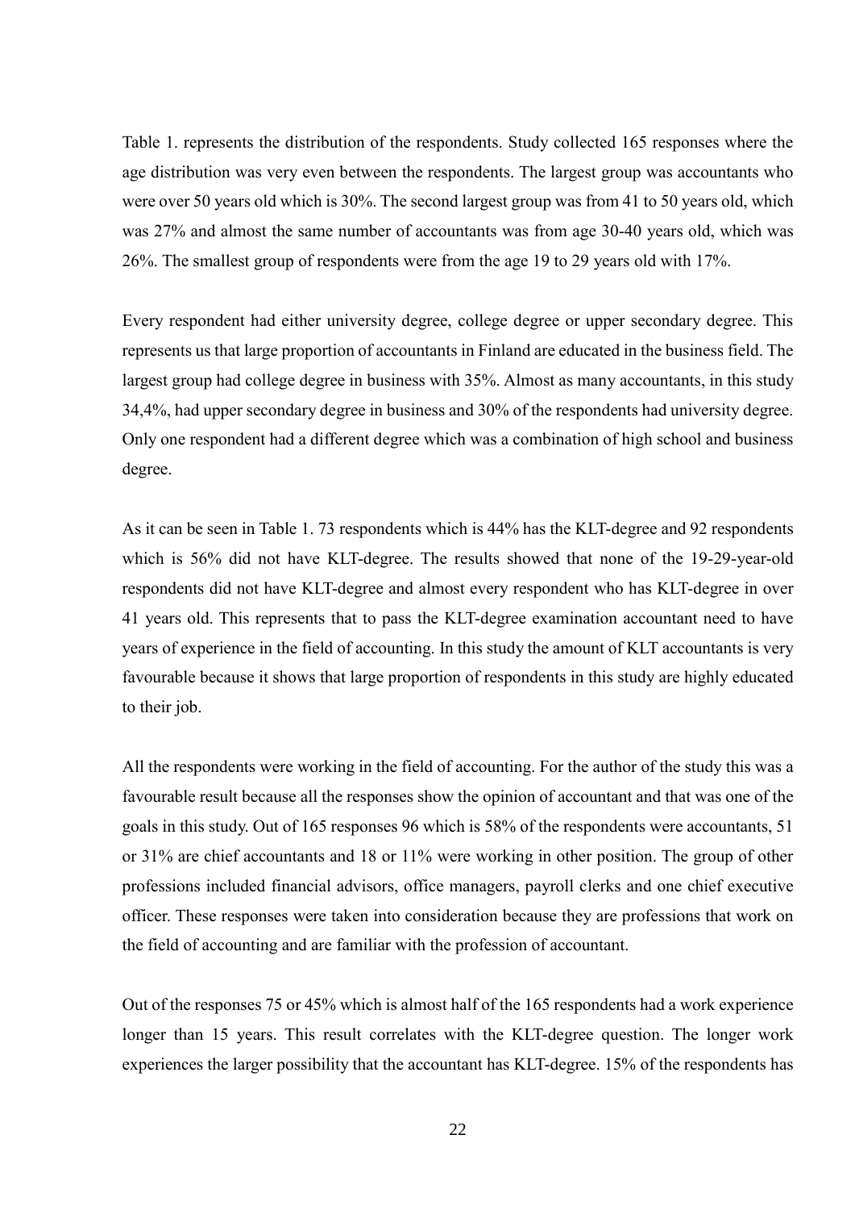Table 1. represents the distribution of the respondents. Study collected 165 responses where the age distribution was very even between the respondents. The largest group was accountants who were over 50 years old which is 30%. The second largest group was from 41 to 50 years old, which was 27% and almost the same number of accountants was from age 30-40 years old, which was 26%. The smallest group of respondents were from the age 19 to 29 years old with 17%.

Every respondent had either university degree, college degree or upper secondary degree. This represents us that large proportion of accountants in Finland are educated in the business field. The largest group had college degree in business with 35%. Almost as many accountants, in this study 34,4%, had upper secondary degree in business and 30% of the respondents had university degree. Only one respondent had a different degree which was a combination of high school and business degree.

As it can be seen in Table 1. 73 respondents which is 44% has the KLT-degree and 92 respondents which is 56% did not have KLT-degree. The results showed that none of the 19-29-year-old respondents did not have KLT-degree and almost every respondent who has KLT-degree in over 41 years old. This represents that to pass the KLT-degree examination accountant need to have years of experience in the field of accounting. In this study the amount of KLT accountants is very favourable because it shows that large proportion of respondents in this study are highly educated to their job.

All the respondents were working in the field of accounting. For the author of the study this was a favourable result because all the responses show the opinion of accountant and that was one of the goals in this study. Out of 165 responses 96 which is 58% of the respondents were accountants, 51 or 31% are chief accountants and 18 or 11% were working in other position. The group of other professions included financial advisors, office managers, payroll clerks and one chief executive officer. These responses were taken into consideration because they are professions that work on the field of accounting and are familiar with the profession of accountant.

Out of the responses 75 or 45% which is almost half of the 165 respondents had a work experience longer than 15 years. This result correlates with the KLT-degree question. The longer work experiences the larger possibility that the accountant has KLT-degree. 15% of the respondents has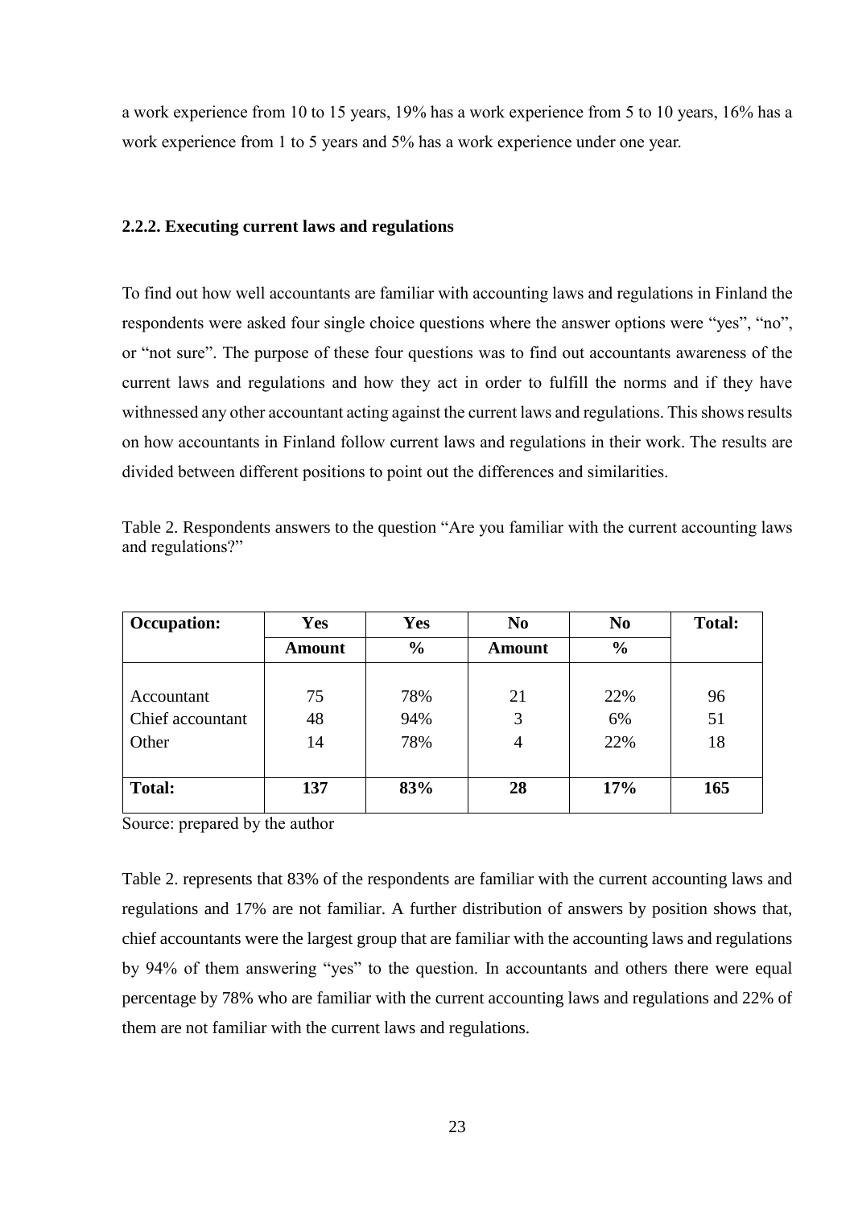a work experience from 10 to 15 years, 19% has a work experience from 5 to 10 years, 16% has a work experience from 1 to 5 years and 5% has a work experience under one year.

### 2.2.2. Executing current laws and regulations

To find out how well accountants are familiar with accounting laws and regulations in Finland the respondents were asked four single choice questions where the answer options were "yes", "no", or "not sure". The purpose of these four questions was to find out accountants awareness of the current laws and regulations and how they act in order to fulfill the norms and if they have withnessed any other accountant acting against the current laws and regulations. This shows results on how accountants in Finland follow current laws and regulations in their work. The results are divided between different positions to point out the differences and similarities.

Table 2. Respondents answers to the question "Are you familiar with the current accounting laws and regulations?"

| Occupation: | Yes | Yes | No | No | Total: |
|---|---|---|---|---|---|
| | Amount | % | Amount | % | |
| Accountant | 75 | 78% | 21 | 22% | 96 |
| Chief accountant | 48 | 94% | 3 | 6% | 51 |
| Other | 14 | 78% | 4 | 22% | 18 |
| **Total:** | **137** | **83%** | **28** | **17%** | **165** |

Source: prepared by the author

Table 2. represents that 83% of the respondents are familiar with the current accounting laws and regulations and 17% are not familiar. A further distribution of answers by position shows that, chief accountants were the largest group that are familiar with the accounting laws and regulations by 94% of them answering "yes" to the question. In accountants and others there were equal percentage by 78% who are familiar with the current accounting laws and regulations and 22% of them are not familiar with the current laws and regulations.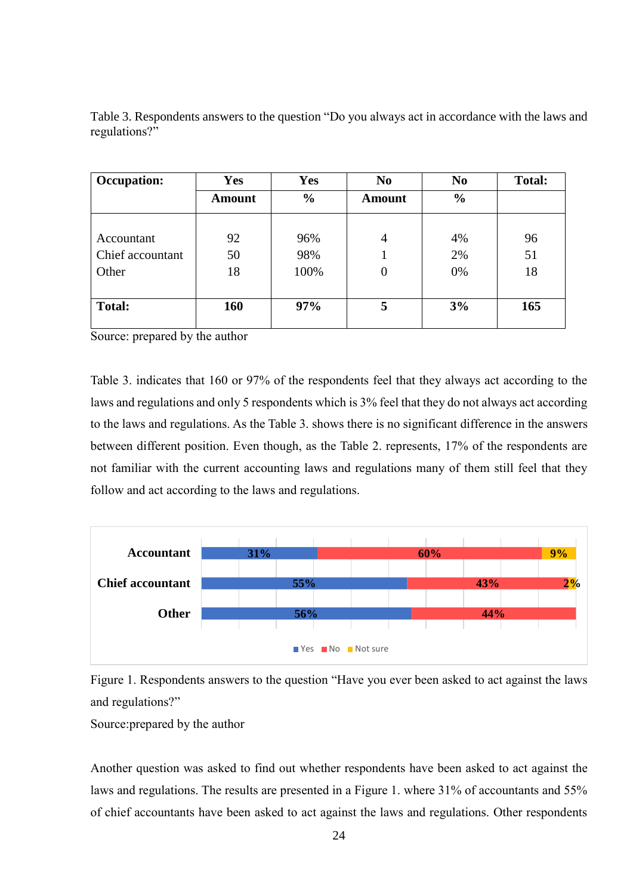Table 3. Respondents answers to the question "Do you always act in accordance with the laws and regulations?"

| Occupation: | Yes | Yes | No | No | Total: |
|---|---|---|---|---|---|
| | Amount | % | Amount | % | |
| Accountant | 92 | 96% | 4 | 4% | 96 |
| Chief accountant | 50 | 98% | 1 | 2% | 51 |
| Other | 18 | 100% | 0 | 0% | 18 |
| **Total:** | **160** | **97%** | **5** | **3%** | **165** |

Source: prepared by the author

Table 3. indicates that 160 or 97% of the respondents feel that they always act according to the laws and regulations and only 5 respondents which is 3% feel that they do not always act according to the laws and regulations. As the Table 3. shows there is no significant difference in the answers between different position. Even though, as the Table 2. represents, 17% of the respondents are not familiar with the current accounting laws and regulations many of them still feel that they follow and act according to the laws and regulations.

| | Yes | No | Not sure |
|---|---|---|---|
| Accountant | 31% | 60% | 9% |
| Chief accountant | 55% | 43% | 2% |
| Other | 56% | 44% | |

Figure 1. Respondents answers to the question "Have you ever been asked to act against the laws and regulations?"

Source:prepared by the author

Another question was asked to find out whether respondents have been asked to act against the laws and regulations. The results are presented in a Figure 1. where 31% of accountants and 55% of chief accountants have been asked to act against the laws and regulations. Other respondents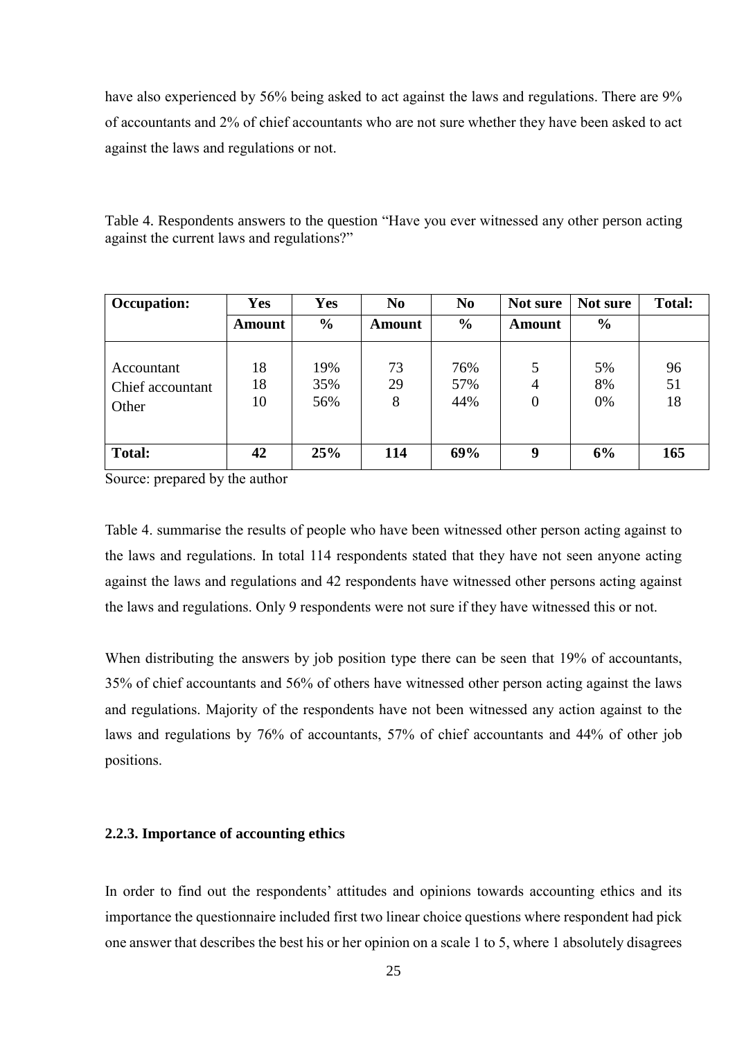have also experienced by 56% being asked to act against the laws and regulations. There are 9% of accountants and 2% of chief accountants who are not sure whether they have been asked to act against the laws and regulations or not.

Table 4. Respondents answers to the question "Have you ever witnessed any other person acting against the current laws and regulations?"

| Occupation: | Yes | Yes | No | No | Not sure | Not sure | Total: |
|---|---|---|---|---|---|---|---|
| | Amount | % | Amount | % | Amount | % | |
| Accountant | 18 | 19% | 73 | 76% | 5 | 5% | 96 |
| Chief accountant | 18 | 35% | 29 | 57% | 4 | 8% | 51 |
| Other | 10 | 56% | 8 | 44% | 0 | 0% | 18 |
| **Total:** | **42** | **25%** | **114** | **69%** | **9** | **6%** | **165** |

Source: prepared by the author

Table 4. summarise the results of people who have been witnessed other person acting against to the laws and regulations. In total 114 respondents stated that they have not seen anyone acting against the laws and regulations and 42 respondents have witnessed other persons acting against the laws and regulations. Only 9 respondents were not sure if they have witnessed this or not.

When distributing the answers by job position type there can be seen that 19% of accountants, 35% of chief accountants and 56% of others have witnessed other person acting against the laws and regulations. Majority of the respondents have not been witnessed any action against to the laws and regulations by 76% of accountants, 57% of chief accountants and 44% of other job positions.

### 2.2.3. Importance of accounting ethics

In order to find out the respondents' attitudes and opinions towards accounting ethics and its importance the questionnaire included first two linear choice questions where respondent had pick one answer that describes the best his or her opinion on a scale 1 to 5, where 1 absolutely disagrees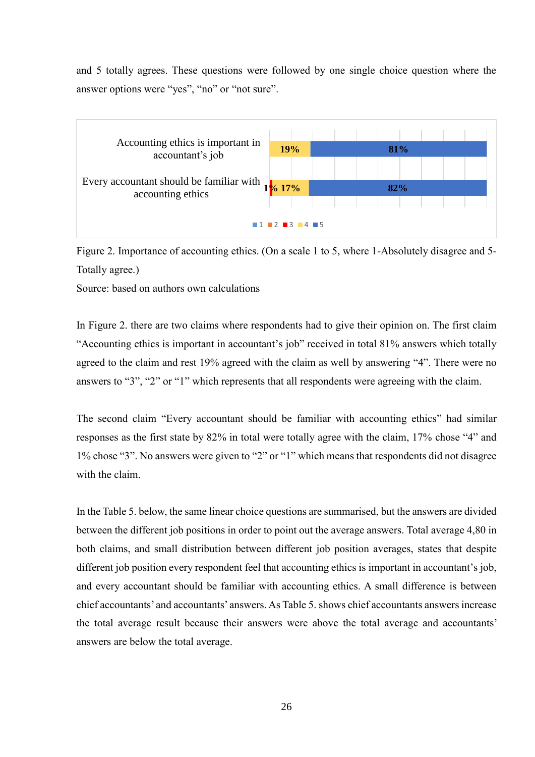and 5 totally agrees. These questions were followed by one single choice question where the answer options were "yes", "no" or "not sure".

| | 1 | 2 | 3 | 4 | 5 |
|---|---|---|---|---|---|
| Accounting ethics is important in accountant's job | | | | 19% | 81% |
| Every accountant should be familiar with accounting ethics | | | 1% | 17% | 82% |

Figure 2. Importance of accounting ethics. (On a scale 1 to 5, where 1-Absolutely disagree and 5-Totally agree.)

Source: based on authors own calculations

In Figure 2. there are two claims where respondents had to give their opinion on. The first claim "Accounting ethics is important in accountant's job" received in total 81% answers which totally agreed to the claim and rest 19% agreed with the claim as well by answering "4". There were no answers to "3", "2" or "1" which represents that all respondents were agreeing with the claim.

The second claim "Every accountant should be familiar with accounting ethics" had similar responses as the first state by 82% in total were totally agree with the claim, 17% chose "4" and 1% chose "3". No answers were given to "2" or "1" which means that respondents did not disagree with the claim.

In the Table 5. below, the same linear choice questions are summarised, but the answers are divided between the different job positions in order to point out the average answers. Total average 4,80 in both claims, and small distribution between different job position averages, states that despite different job position every respondent feel that accounting ethics is important in accountant's job, and every accountant should be familiar with accounting ethics. A small difference is between chief accountants' and accountants' answers. As Table 5. shows chief accountants answers increase the total average result because their answers were above the total average and accountants' answers are below the total average.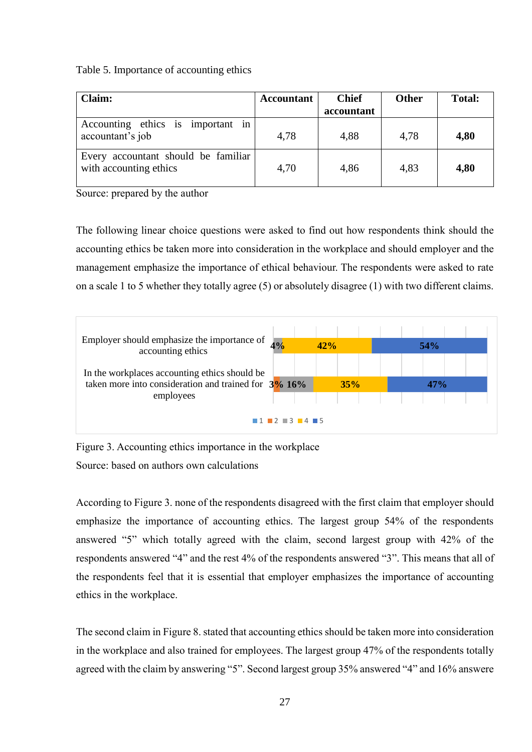Table 5. Importance of accounting ethics

| Claim: | Accountant | Chief accountant | Other | Total: |
|---|---|---|---|---|
| Accounting ethics is important in accountant's job | 4,78 | 4,88 | 4,78 | **4,80** |
| Every accountant should be familiar with accounting ethics | 4,70 | 4,86 | 4,83 | **4,80** |

Source: prepared by the author

The following linear choice questions were asked to find out how respondents think should the accounting ethics be taken more into consideration in the workplace and should employer and the management emphasize the importance of ethical behaviour. The respondents were asked to rate on a scale 1 to 5 whether they totally agree (5) or absolutely disagree (1) with two different claims.

| | 1 | 2 | 3 | 4 | 5 |
|---|---|---|---|---|---|
| Employer should emphasize the importance of accounting ethics | | | 4% | 42% | 54% |
| In the workplaces accounting ethics should be taken more into consideration and trained for employees | | 3% | 16% | 35% | 47% |

Figure 3. Accounting ethics importance in the workplace

Source: based on authors own calculations

According to Figure 3. none of the respondents disagreed with the first claim that employer should emphasize the importance of accounting ethics. The largest group 54% of the respondents answered "5" which totally agreed with the claim, second largest group with 42% of the respondents answered "4" and the rest 4% of the respondents answered "3". This means that all of the respondents feel that it is essential that employer emphasizes the importance of accounting ethics in the workplace.

The second claim in Figure 8. stated that accounting ethics should be taken more into consideration in the workplace and also trained for employees. The largest group 47% of the respondents totally agreed with the claim by answering "5". Second largest group 35% answered "4" and 16% answere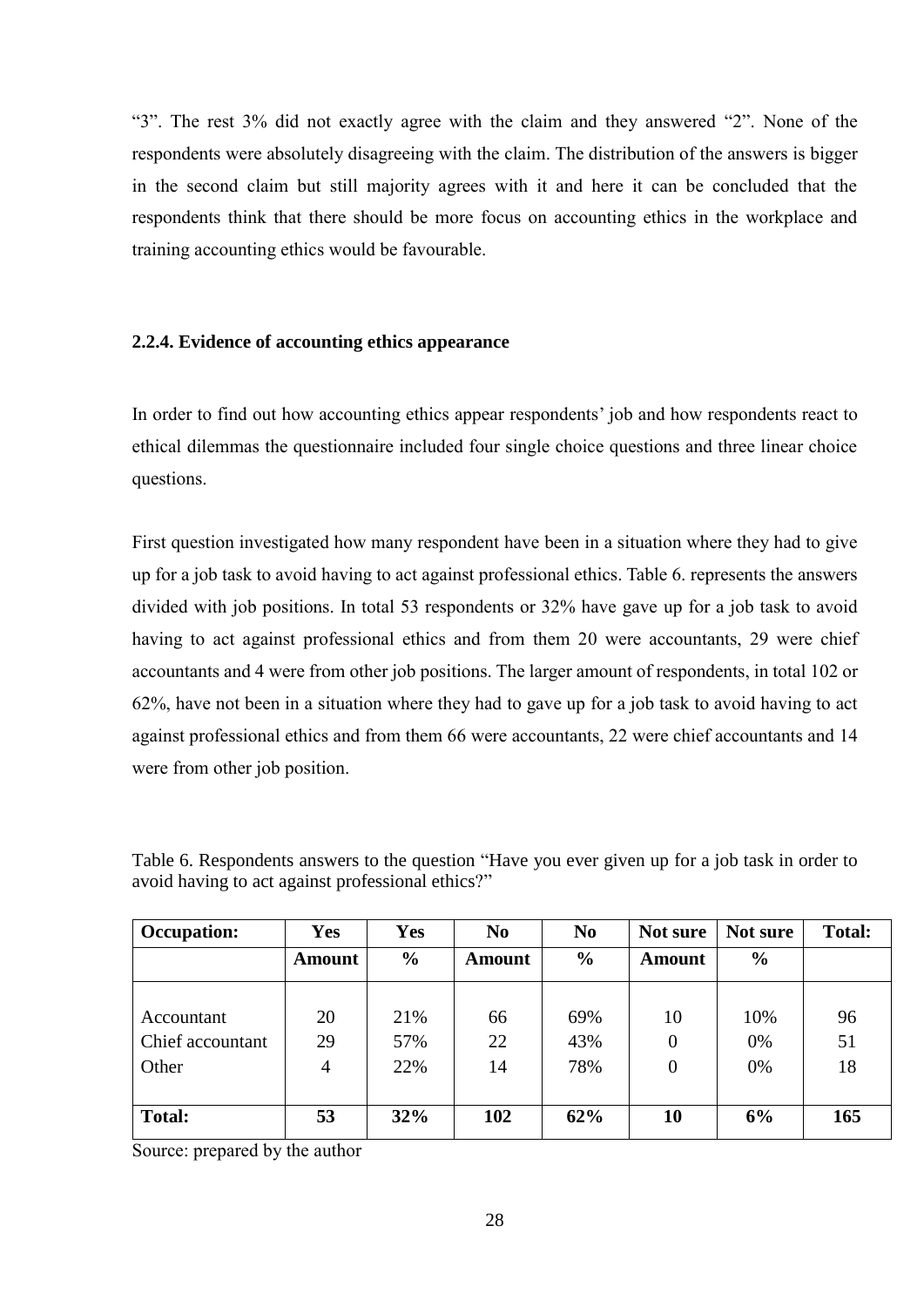"3". The rest 3% did not exactly agree with the claim and they answered "2". None of the respondents were absolutely disagreeing with the claim. The distribution of the answers is bigger in the second claim but still majority agrees with it and here it can be concluded that the respondents think that there should be more focus on accounting ethics in the workplace and training accounting ethics would be favourable.

### 2.2.4. Evidence of accounting ethics appearance

In order to find out how accounting ethics appear respondents' job and how respondents react to ethical dilemmas the questionnaire included four single choice questions and three linear choice questions.

First question investigated how many respondent have been in a situation where they had to give up for a job task to avoid having to act against professional ethics. Table 6. represents the answers divided with job positions. In total 53 respondents or 32% have gave up for a job task to avoid having to act against professional ethics and from them 20 were accountants, 29 were chief accountants and 4 were from other job positions. The larger amount of respondents, in total 102 or 62%, have not been in a situation where they had to gave up for a job task to avoid having to act against professional ethics and from them 66 were accountants, 22 were chief accountants and 14 were from other job position.

Table 6. Respondents answers to the question "Have you ever given up for a job task in order to avoid having to act against professional ethics?"

| **Occupation:** | **Yes** | **Yes** | **No** | **No** | **Not sure** | **Not sure** | **Total:** |
|---|---|---|---|---|---|---|---|
| | **Amount** | **%** | **Amount** | **%** | **Amount** | **%** | |
| Accountant | 20 | 21% | 66 | 69% | 10 | 10% | 96 |
| Chief accountant | 29 | 57% | 22 | 43% | 0 | 0% | 51 |
| Other | 4 | 22% | 14 | 78% | 0 | 0% | 18 |
| **Total:** | **53** | **32%** | **102** | **62%** | **10** | **6%** | **165** |

Source: prepared by the author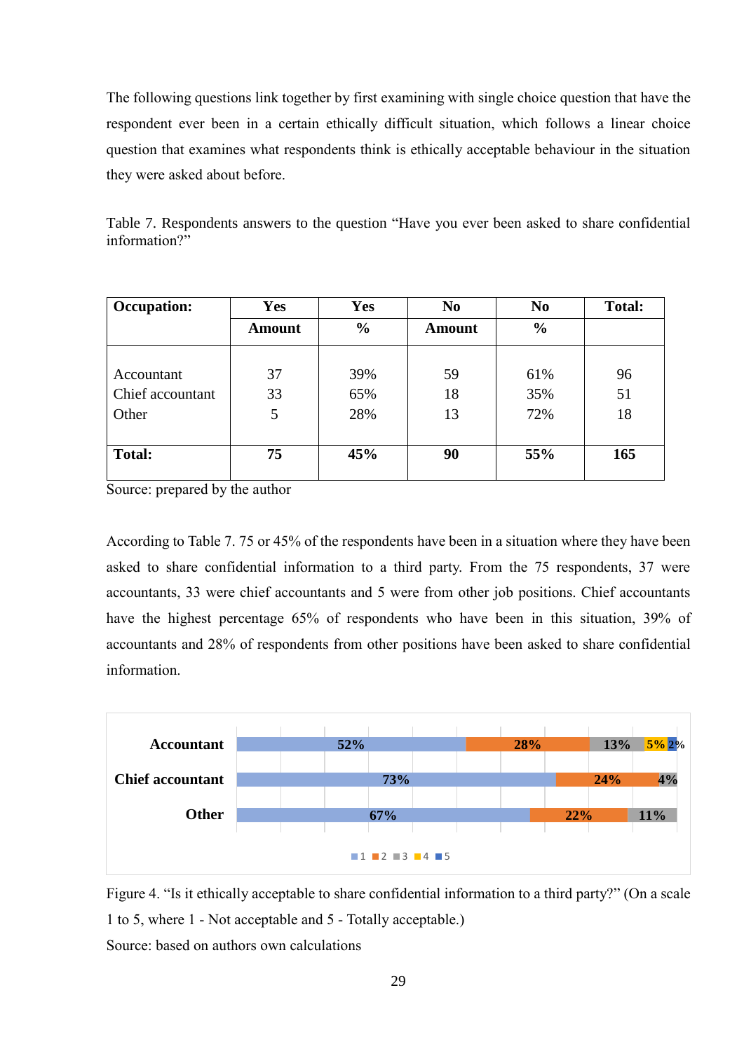The following questions link together by first examining with single choice question that have the respondent ever been in a certain ethically difficult situation, which follows a linear choice question that examines what respondents think is ethically acceptable behaviour in the situation they were asked about before.

Table 7. Respondents answers to the question "Have you ever been asked to share confidential information?"

| Occupation: | Yes Amount | Yes % | No Amount | No % | Total: |
|---|---|---|---|---|---|
| Accountant | 37 | 39% | 59 | 61% | 96 |
| Chief accountant | 33 | 65% | 18 | 35% | 51 |
| Other | 5 | 28% | 13 | 72% | 18 |
| **Total:** | **75** | **45%** | **90** | **55%** | **165** |

Source: prepared by the author

According to Table 7. 75 or 45% of the respondents have been in a situation where they have been asked to share confidential information to a third party. From the 75 respondents, 37 were accountants, 33 were chief accountants and 5 were from other job positions. Chief accountants have the highest percentage 65% of respondents who have been in this situation, 39% of accountants and 28% of respondents from other positions have been asked to share confidential information.

| | 1 | 2 | 3 | 4 | 5 |
|---|---|---|---|---|---|
| Accountant | 52% | 28% | 13% | 5% | 2% |
| Chief accountant | 73% | 24% | 4% | | |
| Other | 67% | 22% | 11% | | |

Figure 4. "Is it ethically acceptable to share confidential information to a third party?" (On a scale 1 to 5, where 1 - Not acceptable and 5 - Totally acceptable.)

Source: based on authors own calculations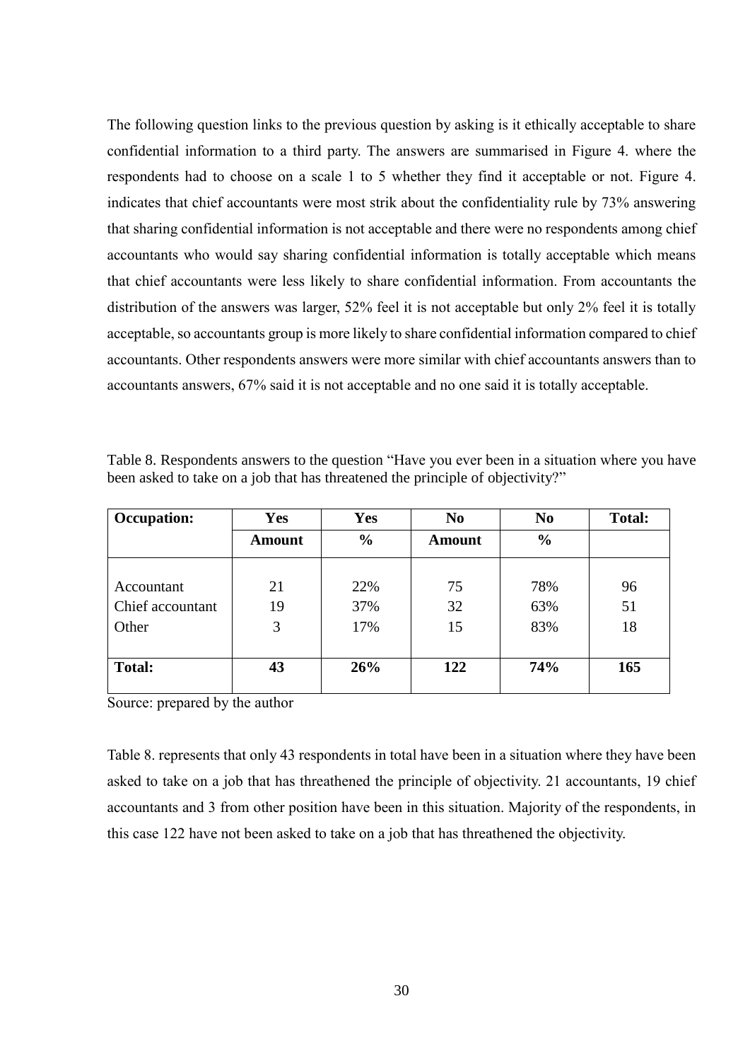The following question links to the previous question by asking is it ethically acceptable to share confidential information to a third party. The answers are summarised in Figure 4. where the respondents had to choose on a scale 1 to 5 whether they find it acceptable or not. Figure 4. indicates that chief accountants were most strik about the confidentiality rule by 73% answering that sharing confidential information is not acceptable and there were no respondents among chief accountants who would say sharing confidential information is totally acceptable which means that chief accountants were less likely to share confidential information. From accountants the distribution of the answers was larger, 52% feel it is not acceptable but only 2% feel it is totally acceptable, so accountants group is more likely to share confidential information compared to chief accountants. Other respondents answers were more similar with chief accountants answers than to accountants answers, 67% said it is not acceptable and no one said it is totally acceptable.

Table 8. Respondents answers to the question "Have you ever been in a situation where you have been asked to take on a job that has threatened the principle of objectivity?"

| **Occupation:** | **Yes** | **Yes** | **No** | **No** | **Total:** |
|---|---|---|---|---|---|
| | **Amount** | **%** | **Amount** | **%** | |
| Accountant | 21 | 22% | 75 | 78% | 96 |
| Chief accountant | 19 | 37% | 32 | 63% | 51 |
| Other | 3 | 17% | 15 | 83% | 18 |
| **Total:** | **43** | **26%** | **122** | **74%** | **165** |

Source: prepared by the author

Table 8. represents that only 43 respondents in total have been in a situation where they have been asked to take on a job that has threathened the principle of objectivity. 21 accountants, 19 chief accountants and 3 from other position have been in this situation. Majority of the respondents, in this case 122 have not been asked to take on a job that has threathened the objectivity.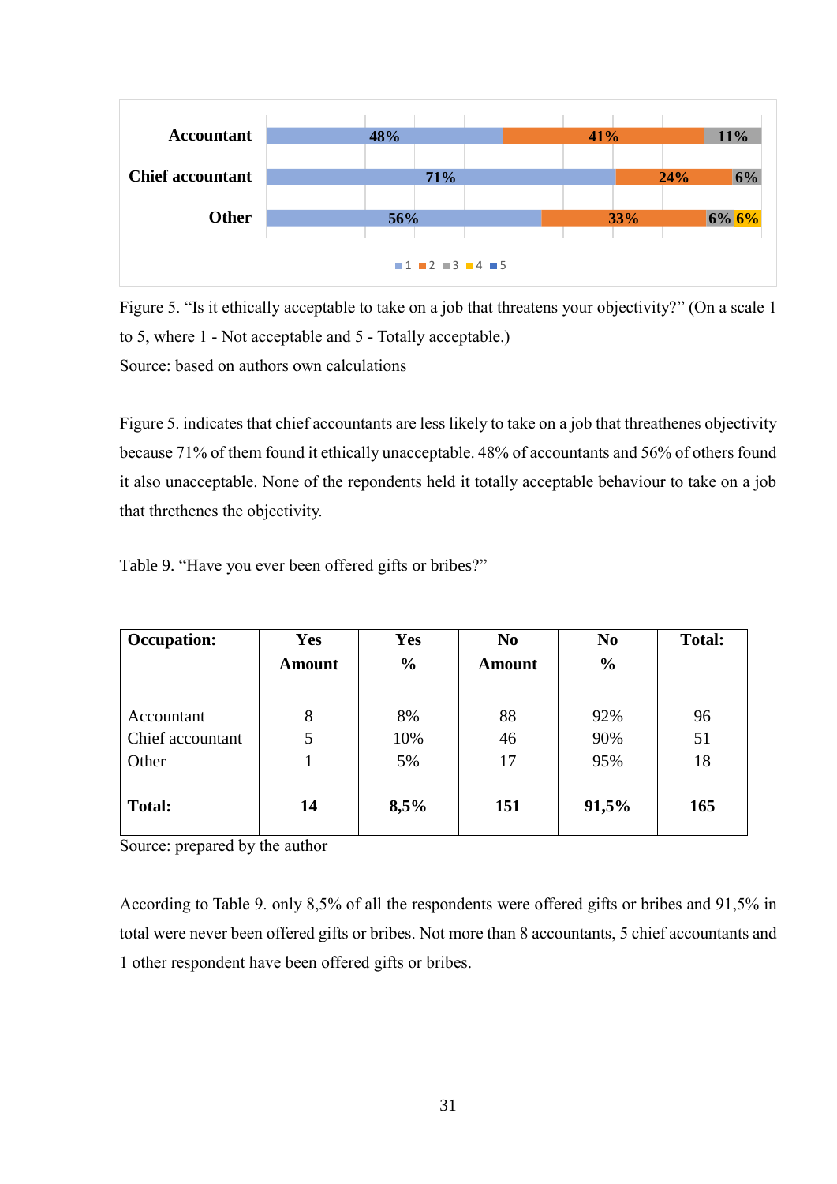Figure 5. "Is it ethically acceptable to take on a job that threatens your objectivity?" (On a scale 1 to 5, where 1 - Not acceptable and 5 - Totally acceptable.)

Source: based on authors own calculations

Figure 5. indicates that chief accountants are less likely to take on a job that threathenes objectivity because 71% of them found it ethically unacceptable. 48% of accountants and 56% of others found it also unacceptable. None of the repondents held it totally acceptable behaviour to take on a job that threthenes the objectivity.

Table 9. "Have you ever been offered gifts or bribes?"

| **Occupation:** | **Yes Amount** | **Yes %** | **No Amount** | **No %** | **Total:** |
|---|---|---|---|---|---|
| Accountant | 8 | 8% | 88 | 92% | 96 |
| Chief accountant | 5 | 10% | 46 | 90% | 51 |
| Other | 1 | 5% | 17 | 95% | 18 |
| **Total:** | **14** | **8,5%** | **151** | **91,5%** | **165** |

Source: prepared by the author

According to Table 9. only 8,5% of all the respondents were offered gifts or bribes and 91,5% in total were never been offered gifts or bribes. Not more than 8 accountants, 5 chief accountants and 1 other respondent have been offered gifts or bribes.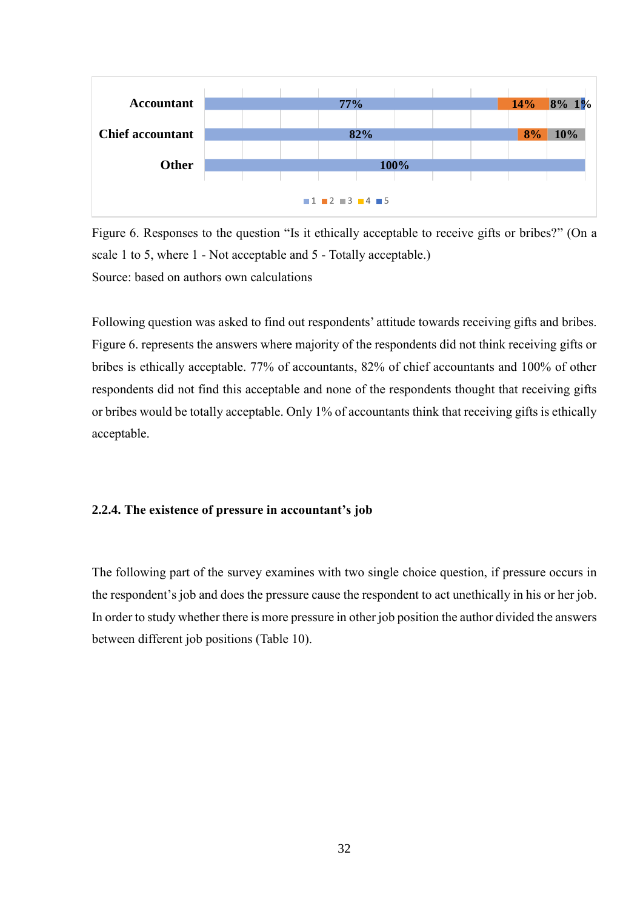Figure 6. Responses to the question "Is it ethically acceptable to receive gifts or bribes?" (On a scale 1 to 5, where 1 - Not acceptable and 5 - Totally acceptable.)

Source: based on authors own calculations

Following question was asked to find out respondents' attitude towards receiving gifts and bribes. Figure 6. represents the answers where majority of the respondents did not think receiving gifts or bribes is ethically acceptable. 77% of accountants, 82% of chief accountants and 100% of other respondents did not find this acceptable and none of the respondents thought that receiving gifts or bribes would be totally acceptable. Only 1% of accountants think that receiving gifts is ethically acceptable.

### 2.2.4. The existence of pressure in accountant's job

The following part of the survey examines with two single choice question, if pressure occurs in the respondent's job and does the pressure cause the respondent to act unethically in his or her job. In order to study whether there is more pressure in other job position the author divided the answers between different job positions (Table 10).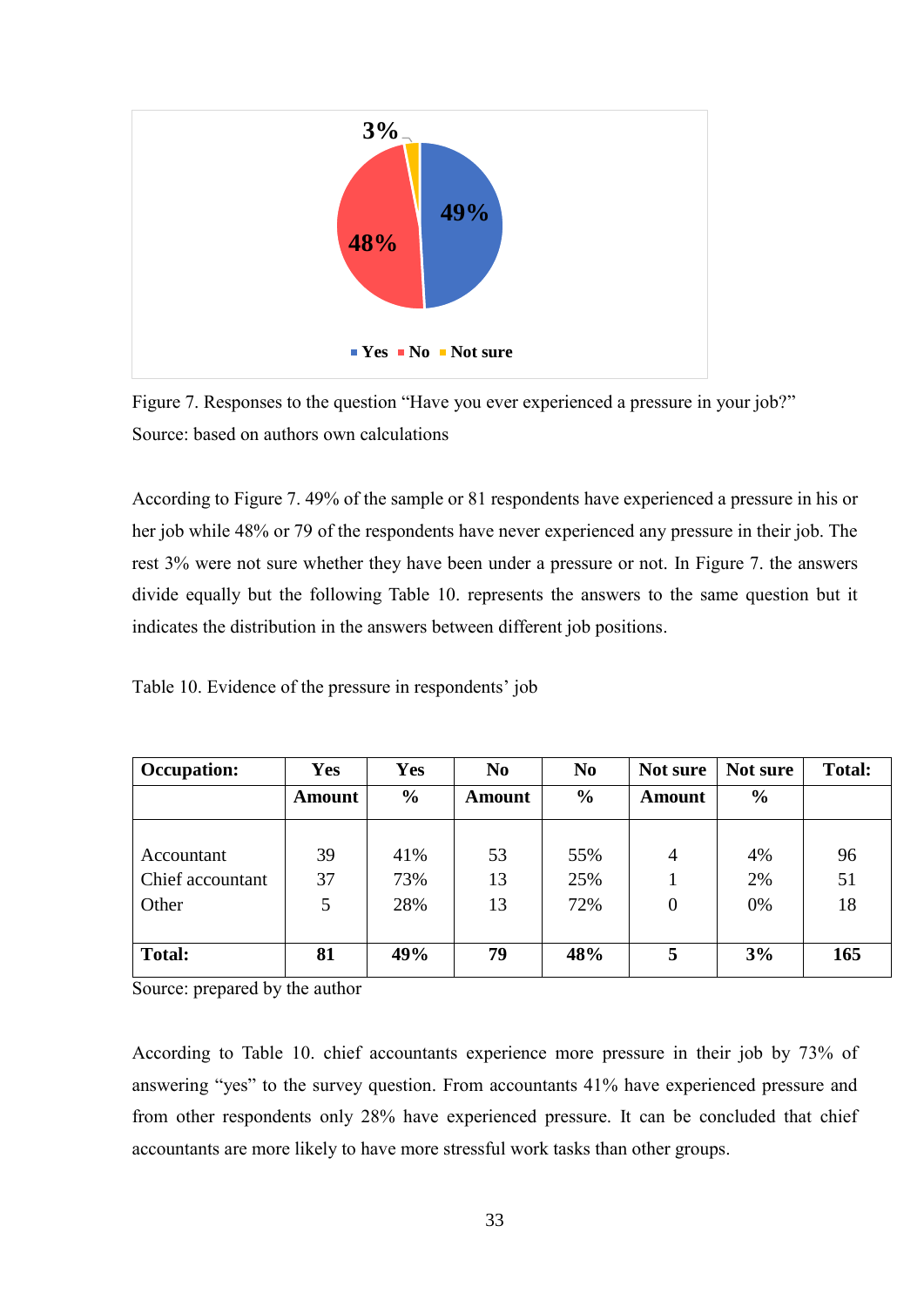Figure 7. Responses to the question "Have you ever experienced a pressure in your job?"
Source: based on authors own calculations

According to Figure 7. 49% of the sample or 81 respondents have experienced a pressure in his or her job while 48% or 79 of the respondents have never experienced any pressure in their job. The rest 3% were not sure whether they have been under a pressure or not. In Figure 7. the answers divide equally but the following Table 10. represents the answers to the same question but it indicates the distribution in the answers between different job positions.

Table 10. Evidence of the pressure in respondents' job

| **Occupation:** | **Yes** | **Yes** | **No** | **No** | **Not sure** | **Not sure** | **Total:** |
|---|---|---|---|---|---|---|---|
| | **Amount** | **%** | **Amount** | **%** | **Amount** | **%** | |
| Accountant | 39 | 41% | 53 | 55% | 4 | 4% | 96 |
| Chief accountant | 37 | 73% | 13 | 25% | 1 | 2% | 51 |
| Other | 5 | 28% | 13 | 72% | 0 | 0% | 18 |
| **Total:** | **81** | **49%** | **79** | **48%** | **5** | **3%** | **165** |

Source: prepared by the author

According to Table 10. chief accountants experience more pressure in their job by 73% of answering "yes" to the survey question. From accountants 41% have experienced pressure and from other respondents only 28% have experienced pressure. It can be concluded that chief accountants are more likely to have more stressful work tasks than other groups.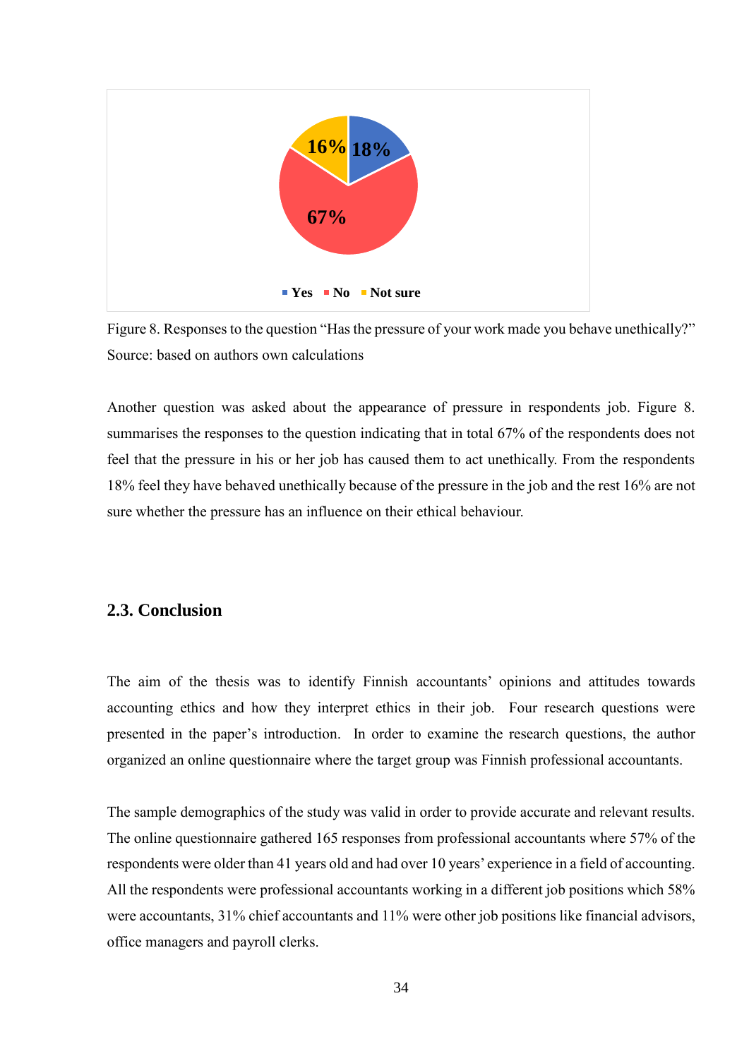Figure 8. Responses to the question "Has the pressure of your work made you behave unethically?"
Source: based on authors own calculations

Another question was asked about the appearance of pressure in respondents job. Figure 8. summarises the responses to the question indicating that in total 67% of the respondents does not feel that the pressure in his or her job has caused them to act unethically. From the respondents 18% feel they have behaved unethically because of the pressure in the job and the rest 16% are not sure whether the pressure has an influence on their ethical behaviour.

## 2.3. Conclusion

The aim of the thesis was to identify Finnish accountants' opinions and attitudes towards accounting ethics and how they interpret ethics in their job. Four research questions were presented in the paper's introduction. In order to examine the research questions, the author organized an online questionnaire where the target group was Finnish professional accountants.

The sample demographics of the study was valid in order to provide accurate and relevant results. The online questionnaire gathered 165 responses from professional accountants where 57% of the respondents were older than 41 years old and had over 10 years' experience in a field of accounting. All the respondents were professional accountants working in a different job positions which 58% were accountants, 31% chief accountants and 11% were other job positions like financial advisors, office managers and payroll clerks.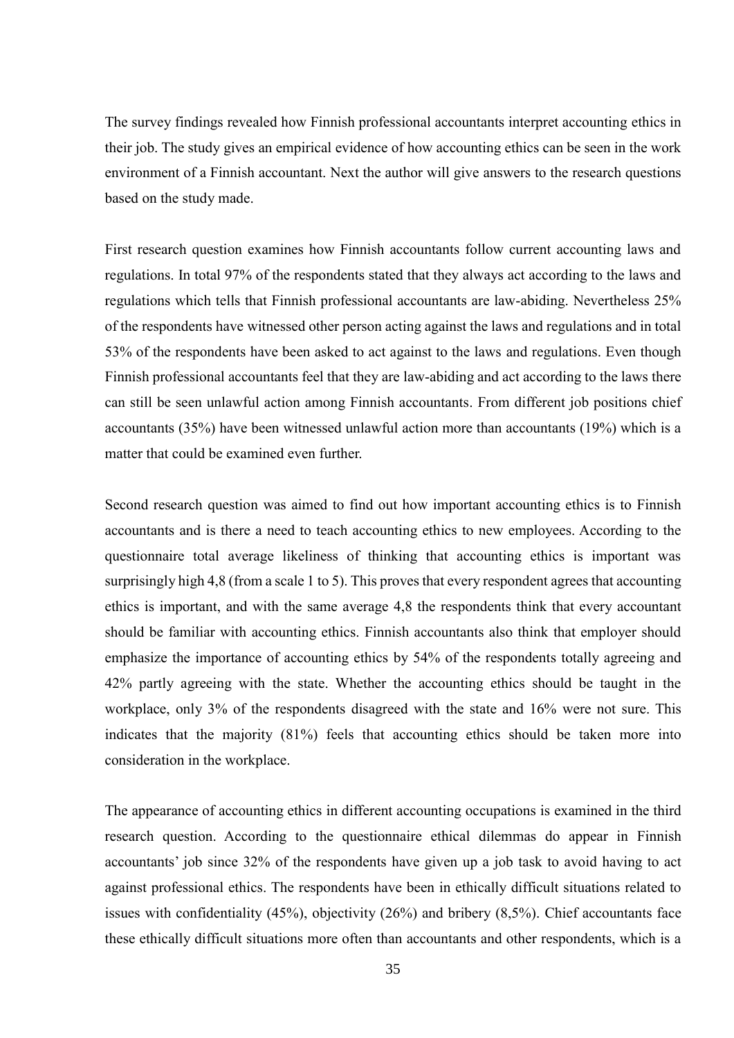The survey findings revealed how Finnish professional accountants interpret accounting ethics in their job. The study gives an empirical evidence of how accounting ethics can be seen in the work environment of a Finnish accountant. Next the author will give answers to the research questions based on the study made.

First research question examines how Finnish accountants follow current accounting laws and regulations. In total 97% of the respondents stated that they always act according to the laws and regulations which tells that Finnish professional accountants are law-abiding. Nevertheless 25% of the respondents have witnessed other person acting against the laws and regulations and in total 53% of the respondents have been asked to act against to the laws and regulations. Even though Finnish professional accountants feel that they are law-abiding and act according to the laws there can still be seen unlawful action among Finnish accountants. From different job positions chief accountants (35%) have been witnessed unlawful action more than accountants (19%) which is a matter that could be examined even further.

Second research question was aimed to find out how important accounting ethics is to Finnish accountants and is there a need to teach accounting ethics to new employees. According to the questionnaire total average likeliness of thinking that accounting ethics is important was surprisingly high 4,8 (from a scale 1 to 5). This proves that every respondent agrees that accounting ethics is important, and with the same average 4,8 the respondents think that every accountant should be familiar with accounting ethics. Finnish accountants also think that employer should emphasize the importance of accounting ethics by 54% of the respondents totally agreeing and 42% partly agreeing with the state. Whether the accounting ethics should be taught in the workplace, only 3% of the respondents disagreed with the state and 16% were not sure. This indicates that the majority (81%) feels that accounting ethics should be taken more into consideration in the workplace.

The appearance of accounting ethics in different accounting occupations is examined in the third research question. According to the questionnaire ethical dilemmas do appear in Finnish accountants' job since 32% of the respondents have given up a job task to avoid having to act against professional ethics. The respondents have been in ethically difficult situations related to issues with confidentiality (45%), objectivity (26%) and bribery (8,5%). Chief accountants face these ethically difficult situations more often than accountants and other respondents, which is a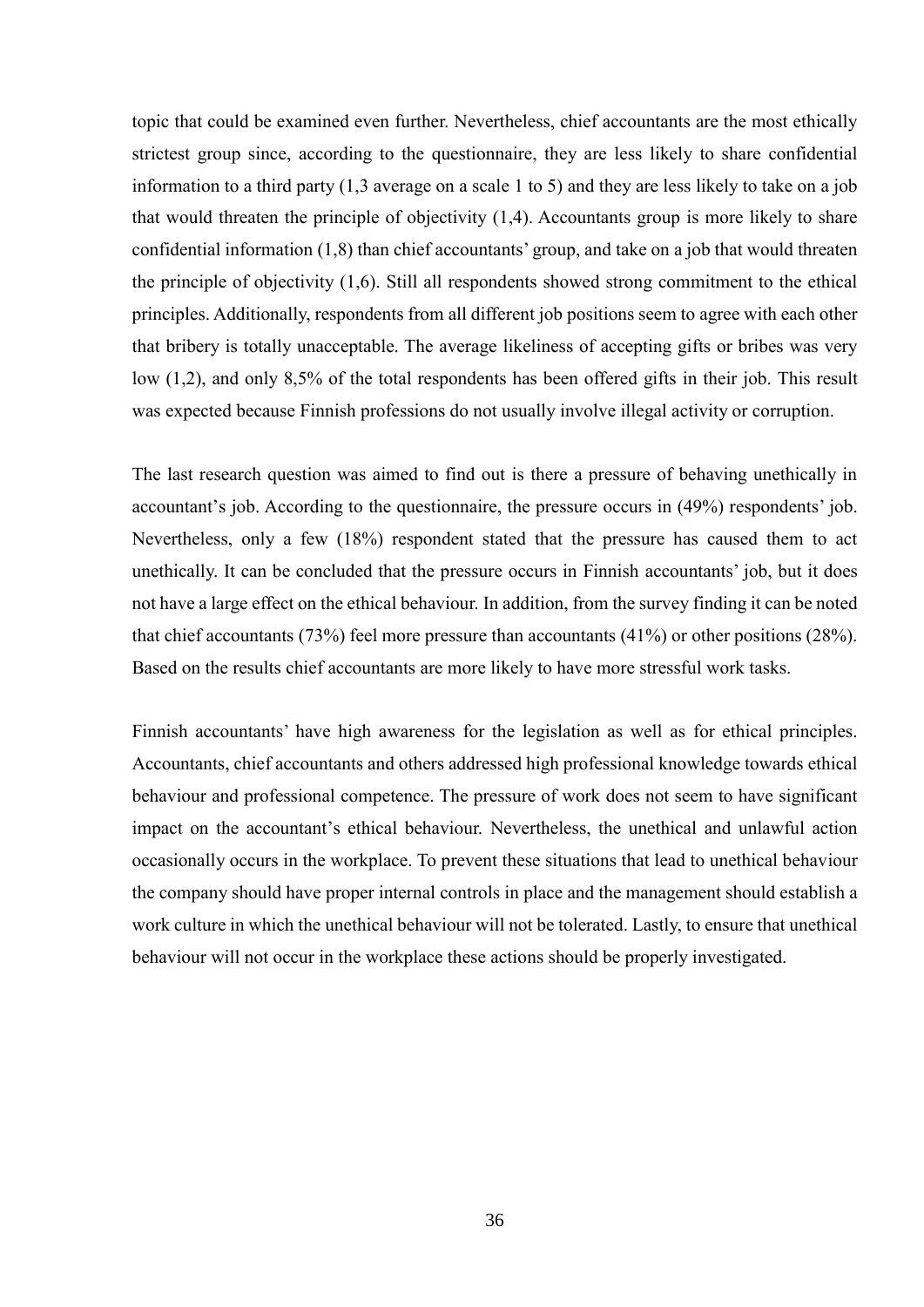topic that could be examined even further. Nevertheless, chief accountants are the most ethically strictest group since, according to the questionnaire, they are less likely to share confidential information to a third party (1,3 average on a scale 1 to 5) and they are less likely to take on a job that would threaten the principle of objectivity (1,4). Accountants group is more likely to share confidential information (1,8) than chief accountants' group, and take on a job that would threaten the principle of objectivity (1,6). Still all respondents showed strong commitment to the ethical principles. Additionally, respondents from all different job positions seem to agree with each other that bribery is totally unacceptable. The average likeliness of accepting gifts or bribes was very low (1,2), and only 8,5% of the total respondents has been offered gifts in their job. This result was expected because Finnish professions do not usually involve illegal activity or corruption.

The last research question was aimed to find out is there a pressure of behaving unethically in accountant's job. According to the questionnaire, the pressure occurs in (49%) respondents' job. Nevertheless, only a few (18%) respondent stated that the pressure has caused them to act unethically. It can be concluded that the pressure occurs in Finnish accountants' job, but it does not have a large effect on the ethical behaviour. In addition, from the survey finding it can be noted that chief accountants (73%) feel more pressure than accountants (41%) or other positions (28%). Based on the results chief accountants are more likely to have more stressful work tasks.

Finnish accountants' have high awareness for the legislation as well as for ethical principles. Accountants, chief accountants and others addressed high professional knowledge towards ethical behaviour and professional competence. The pressure of work does not seem to have significant impact on the accountant's ethical behaviour. Nevertheless, the unethical and unlawful action occasionally occurs in the workplace. To prevent these situations that lead to unethical behaviour the company should have proper internal controls in place and the management should establish a work culture in which the unethical behaviour will not be tolerated. Lastly, to ensure that unethical behaviour will not occur in the workplace these actions should be properly investigated.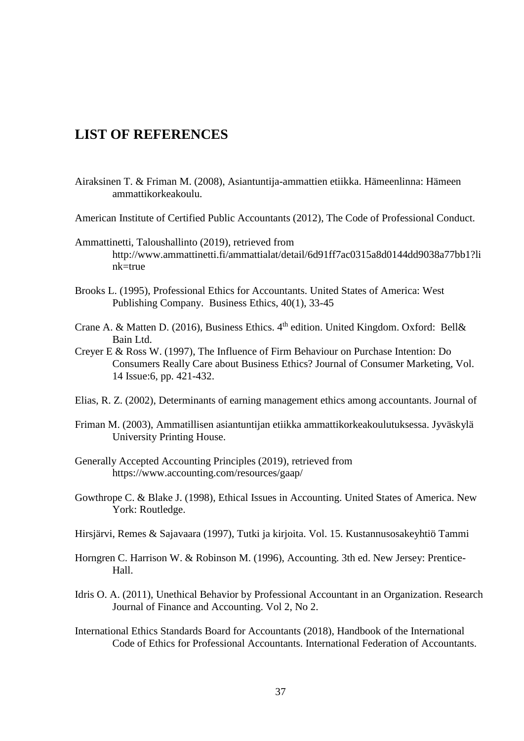## LIST OF REFERENCES

Airaksinen T. & Friman M. (2008), Asiantuntija-ammattien etiikka. Hämeenlinna: Hämeen ammattikorkeakoulu.

American Institute of Certified Public Accountants (2012), The Code of Professional Conduct.

Ammattinetti, Taloushallinto (2019), retrieved from http://www.ammattinetti.fi/ammattialat/detail/6d91ff7ac0315a8d0144dd9038a77bb1?link=true

Brooks L. (1995), Professional Ethics for Accountants. United States of America: West Publishing Company. Business Ethics, 40(1), 33-45

Crane A. & Matten D. (2016), Business Ethics. 4th edition. United Kingdom. Oxford: Bell& Bain Ltd.

Creyer E & Ross W. (1997), The Influence of Firm Behaviour on Purchase Intention: Do Consumers Really Care about Business Ethics? Journal of Consumer Marketing, Vol. 14 Issue:6, pp. 421-432.

Elias, R. Z. (2002), Determinants of earning management ethics among accountants. Journal of

Friman M. (2003), Ammatillisen asiantuntijan etiikka ammattikorkeakoulutuksessa. Jyväskylä University Printing House.

Generally Accepted Accounting Principles (2019), retrieved from https://www.accounting.com/resources/gaap/

Gowthrope C. & Blake J. (1998), Ethical Issues in Accounting. United States of America. New York: Routledge.

Hirsjärvi, Remes & Sajavaara (1997), Tutki ja kirjoita. Vol. 15. Kustannusosakeyhtiö Tammi

Horngren C. Harrison W. & Robinson M. (1996), Accounting. 3th ed. New Jersey: Prentice-Hall.

Idris O. A. (2011), Unethical Behavior by Professional Accountant in an Organization. Research Journal of Finance and Accounting. Vol 2, No 2.

International Ethics Standards Board for Accountants (2018), Handbook of the International Code of Ethics for Professional Accountants. International Federation of Accountants.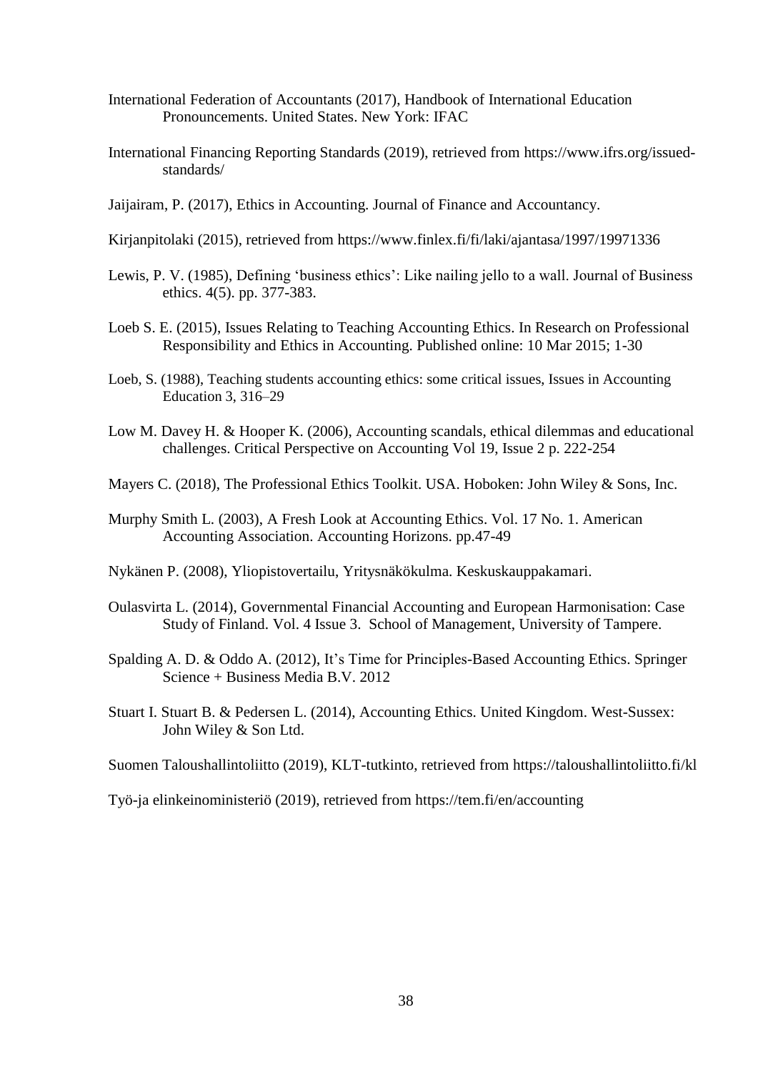International Federation of Accountants (2017), Handbook of International Education Pronouncements. United States. New York: IFAC

International Financing Reporting Standards (2019), retrieved from https://www.ifrs.org/issued-standards/

Jaijairam, P. (2017), Ethics in Accounting. Journal of Finance and Accountancy.

Kirjanpitolaki (2015), retrieved from https://www.finlex.fi/fi/laki/ajantasa/1997/19971336

Lewis, P. V. (1985), Defining 'business ethics': Like nailing jello to a wall. Journal of Business ethics. 4(5). pp. 377-383.

Loeb S. E. (2015), Issues Relating to Teaching Accounting Ethics. In Research on Professional Responsibility and Ethics in Accounting. Published online: 10 Mar 2015; 1-30

Loeb, S. (1988), Teaching students accounting ethics: some critical issues, Issues in Accounting Education 3, 316–29

Low M. Davey H. & Hooper K. (2006), Accounting scandals, ethical dilemmas and educational challenges. Critical Perspective on Accounting Vol 19, Issue 2 p. 222-254

Mayers C. (2018), The Professional Ethics Toolkit. USA. Hoboken: John Wiley & Sons, Inc.

Murphy Smith L. (2003), A Fresh Look at Accounting Ethics. Vol. 17 No. 1. American Accounting Association. Accounting Horizons. pp.47-49

Nykänen P. (2008), Yliopistovertailu, Yritysnäkökulma. Keskuskauppakamari.

Oulasvirta L. (2014), Governmental Financial Accounting and European Harmonisation: Case Study of Finland. Vol. 4 Issue 3. School of Management, University of Tampere.

Spalding A. D. & Oddo A. (2012), It's Time for Principles-Based Accounting Ethics. Springer Science + Business Media B.V. 2012

Stuart I. Stuart B. & Pedersen L. (2014), Accounting Ethics. United Kingdom. West-Sussex: John Wiley & Son Ltd.

Suomen Taloushallintoliitto (2019), KLT-tutkinto, retrieved from https://taloushallintoliitto.fi/kl

Työ-ja elinkeinoministeriö (2019), retrieved from https://tem.fi/en/accounting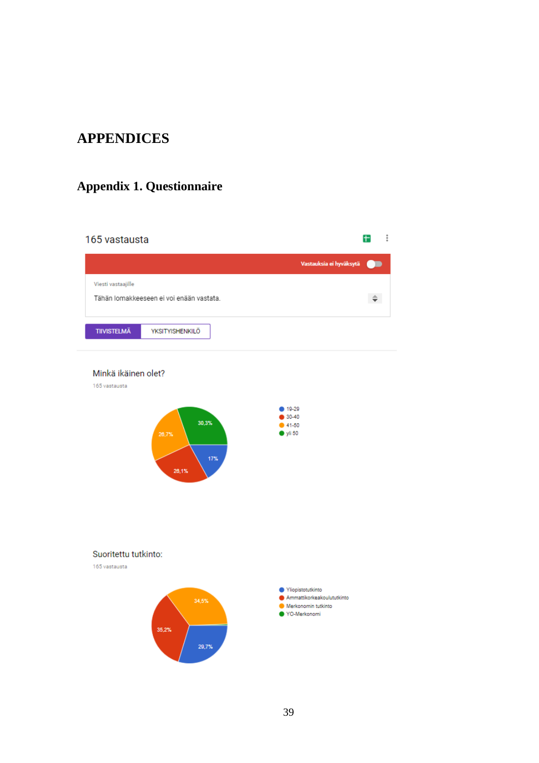# APPENDICES

## Appendix 1. Questionnaire

165 vastausta

Vastauksia ei hyväksytä

Viesti vastaajille

Tähän lomakkeeseen ei voi enään vastata.

TIIVISTELMÄ | YKSITYISHENKILÖ

Minkä ikäinen olet?

165 vastausta

- 19-29: 17%
- 30-40: 26,1%
- 41-50: 26,7%
- yli 50: 30,3%

Suoritettu tutkinto:

165 vastausta

- Yliopistotutkinto: 29,7%
- Ammattikorkeakoulututkinto: 35,2%
- Merkonomin tutkinto: 34,5%
- YO-Merkonomi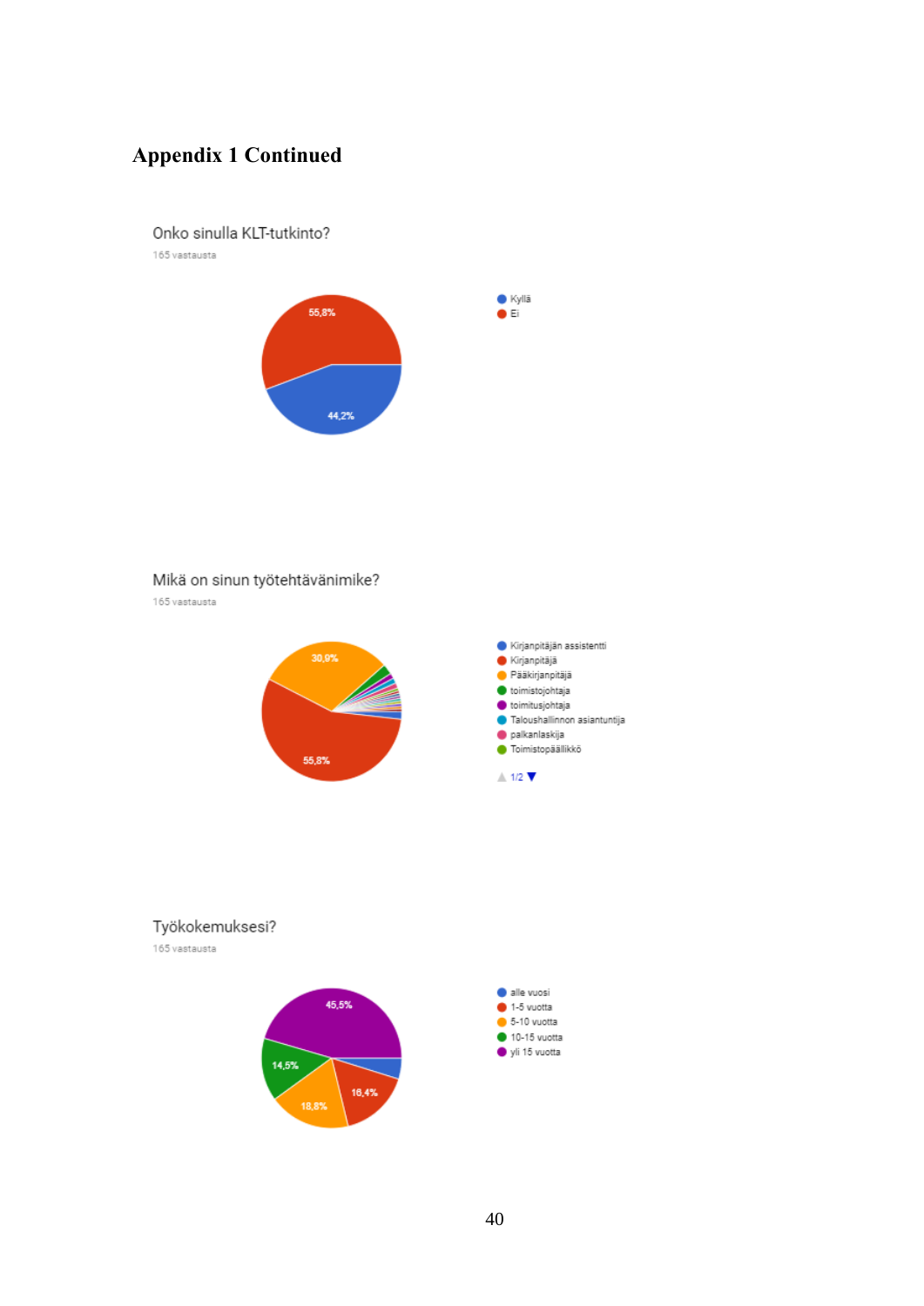# Appendix 1 Continued

Onko sinulla KLT-tutkinto?

165 vastausta

- Kyllä 44,2%
- Ei 55,8%

Mikä on sinun työtehtävänimike?

165 vastausta

- Kirjanpitäjän assistentti
- Kirjanpitäjä 55,8%
- Pääkirjanpitäjä 30,9%
- toimistojohtaja
- toimitusjohtaja
- Taloushallinnon asiantuntija
- palkanlaskija
- Toimistopäällikkö

1/2

Työkokemuksesi?

165 vastausta

- alle vuosi
- 1-5 vuotta 16,4%
- 5-10 vuotta 18,8%
- 10-15 vuotta 14,5%
- yli 15 vuotta 45,5%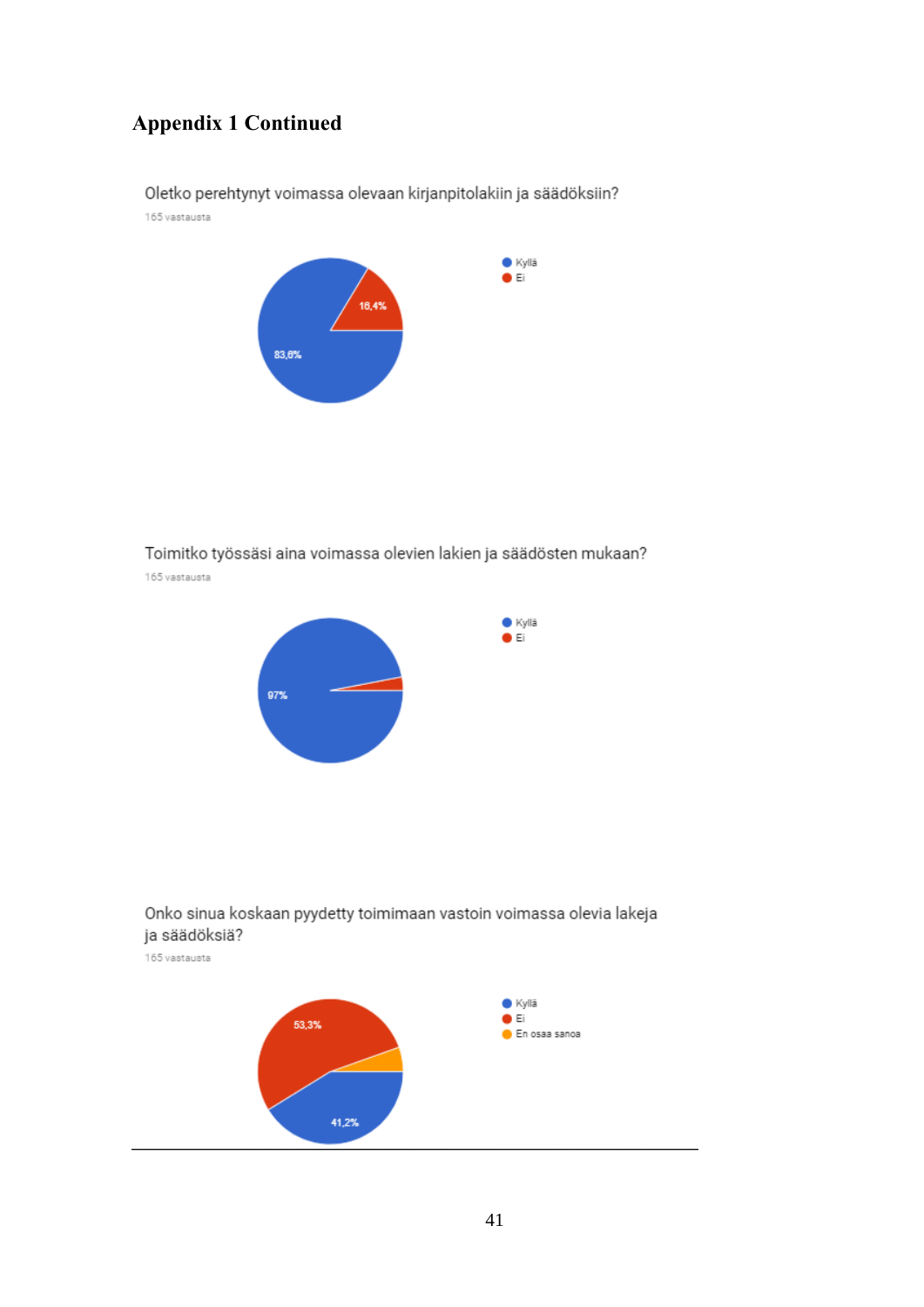## Appendix 1 Continued

Oletko perehtynyt voimassa olevaan kirjanpitolakiin ja säädöksiin?

165 vastausta

- Kyllä
- Ei

16,4%

83,6%

Toimitko työssäsi aina voimassa olevien lakien ja säädösten mukaan?

165 vastausta

- Kyllä
- Ei

97%

Onko sinua koskaan pyydetty toimimaan vastoin voimassa olevia lakeja ja säädöksiä?

165 vastausta

- Kyllä
- Ei
- En osaa sanoa

53,3%

41,2%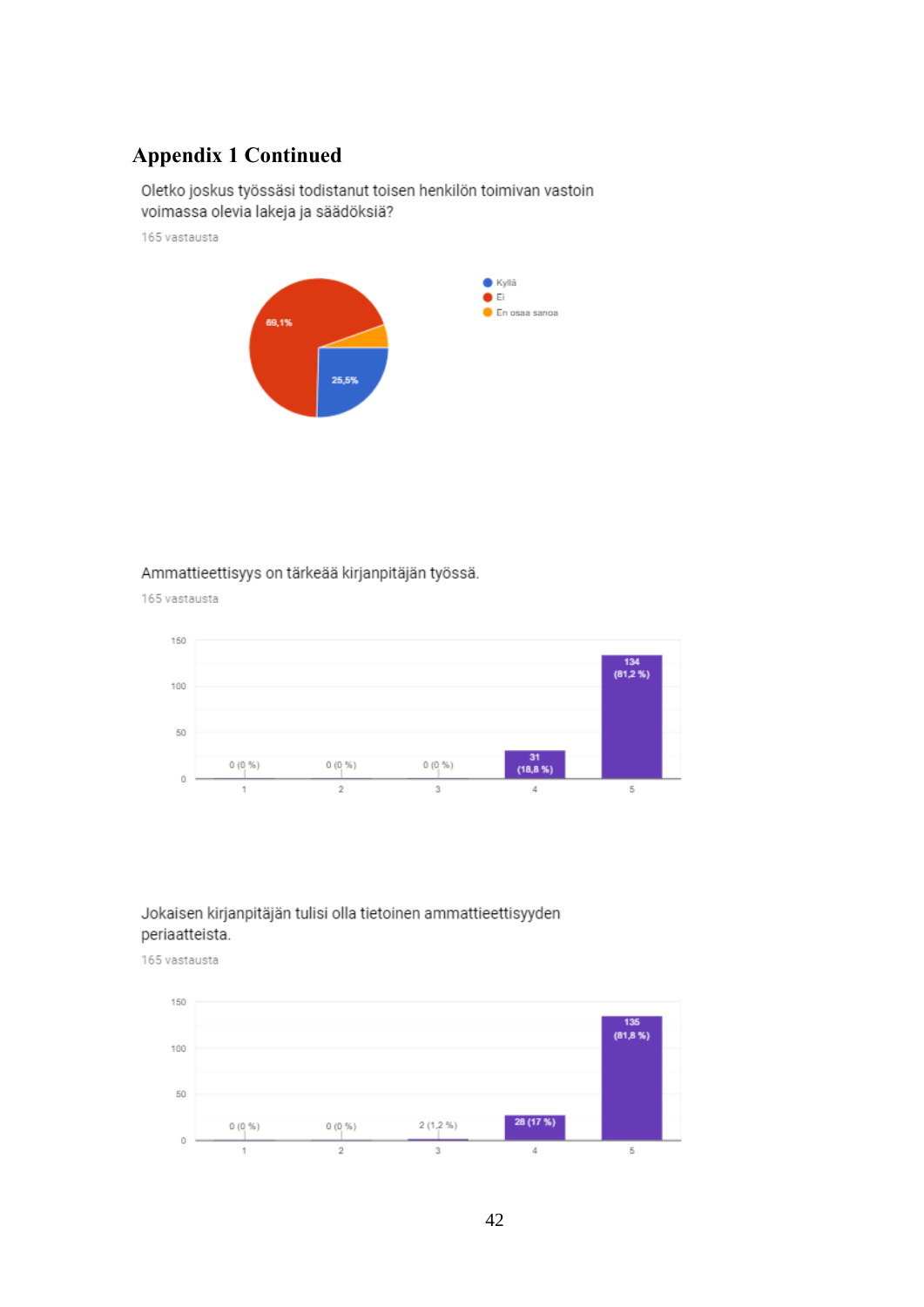# Appendix 1 Continued

Oletko joskus työssäsi todistanut toisen henkilön toimivan vastoin voimassa olevia lakeja ja säädöksiä?

165 vastausta

| Vastaus | Osuus |
|---|---|
| Kyllä | 25,5% |
| Ei | 69,1% |
| En osaa sanoa | |

Ammattieettisyys on tärkeää kirjanpitäjän työssä.

165 vastausta

| 1 | 2 | 3 | 4 | 5 |
|---|---|---|---|---|
| 0 (0 %) | 0 (0 %) | 0 (0 %) | 31 (18,8 %) | 134 (81,2 %) |

Jokaisen kirjanpitäjän tulisi olla tietoinen ammattieettisyyden periaatteista.

165 vastausta

| 1 | 2 | 3 | 4 | 5 |
|---|---|---|---|---|
| 0 (0 %) | 0 (0 %) | 2 (1,2 %) | 28 (17 %) | 135 (81,8 %) |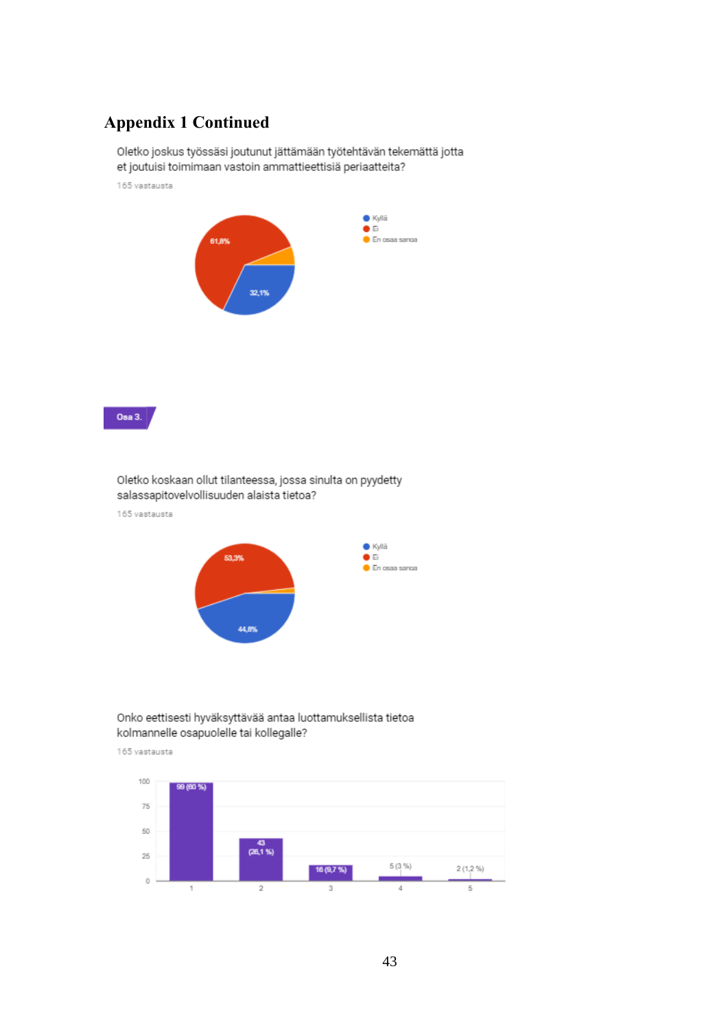# Appendix 1 Continued

Oletko joskus työssäsi joutunut jättämään työtehtävän tekemättä jotta et joutuisi toimimaan vastoin ammattieettisiä periaatteita?

165 vastausta

- Kyllä: 32,1%
- Ei: 61,8%
- En osaa sanoa

Osa 3.

Oletko koskaan ollut tilanteessa, jossa sinulta on pyydetty salassapitovelvollisuuden alaista tietoa?

165 vastausta

- Kyllä: 44,8%
- Ei: 53,3%
- En osaa sanoa

Onko eettisesti hyväksyttävää antaa luottamuksellista tietoa kolmannelle osapuolelle tai kollegalle?

165 vastausta

| | Vastaukset |
|---|---|
| 1 | 99 (60 %) |
| 2 | 43 (26,1 %) |
| 3 | 16 (9,7 %) |
| 4 | 5 (3 %) |
| 5 | 2 (1,2 %) |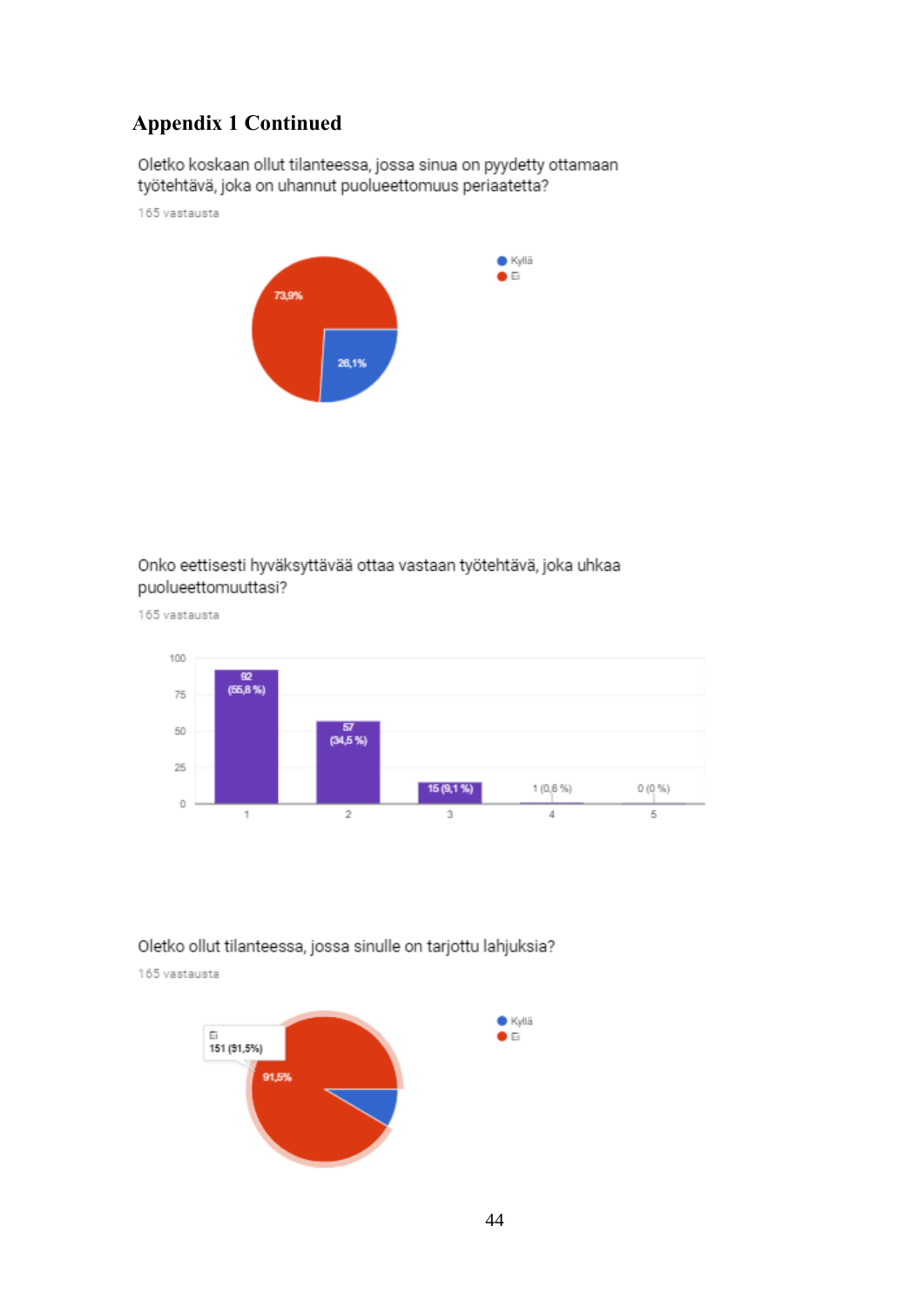## Appendix 1 Continued

Oletko koskaan ollut tilanteessa, jossa sinua on pyydetty ottamaan työtehtävä, joka on uhannut puolueettomuus periaatetta?

165 vastausta

- Kyllä: 26,1%
- Ei: 73,9%

Onko eettisesti hyväksyttävää ottaa vastaan työtehtävä, joka uhkaa puolueettomuuttasi?

165 vastausta

| | 1 | 2 | 3 | 4 | 5 |
|---|---|---|---|---|---|
| Vastaukset | 92 (55,8 %) | 57 (34,5 %) | 15 (9,1 %) | 1 (0,6 %) | 0 (0 %) |

Oletko ollut tilanteessa, jossa sinulle on tarjottu lahjuksia?

165 vastausta

- Kyllä
- Ei: 151 (91,5%)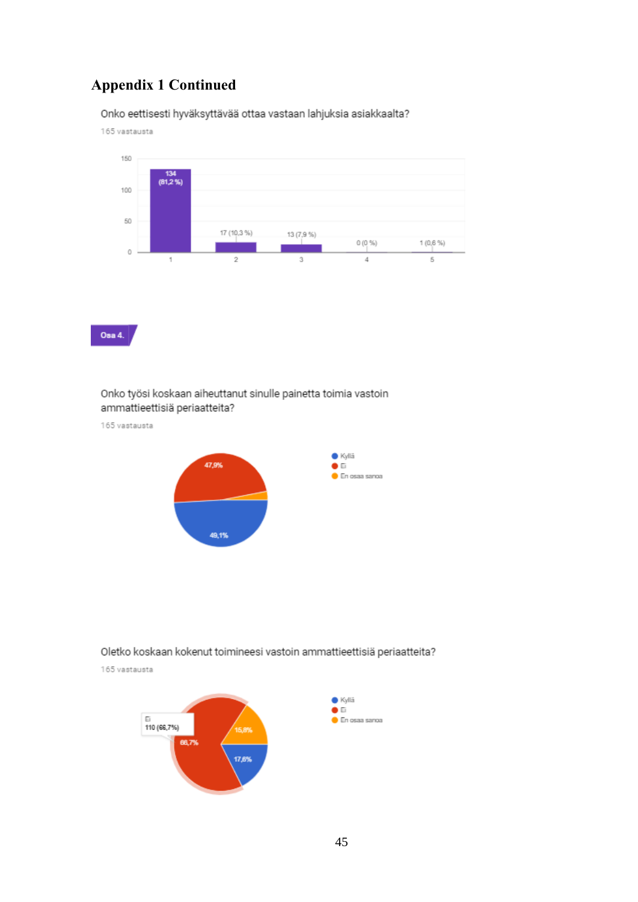# Appendix 1 Continued

Onko eettisesti hyväksyttävää ottaa vastaan lahjuksia asiakkaalta?

165 vastausta

| Vastaus | Määrä |
|---|---|
| 1 | 134 (81,2 %) |
| 2 | 17 (10,3 %) |
| 3 | 13 (7,9 %) |
| 4 | 0 (0 %) |
| 5 | 1 (0,6 %) |

**Osa 4.**

Onko työsi koskaan aiheuttanut sinulle painetta toimia vastoin ammattieettisiä periaatteita?

165 vastausta

- Kyllä: 49,1%
- Ei: 47,9%
- En osaa sanoa

Oletko koskaan kokenut toimineesi vastoin ammattieettisiä periaatteita?

165 vastausta

- Kyllä: 17,6%
- Ei: 110 (66,7%)
- En osaa sanoa: 15,8%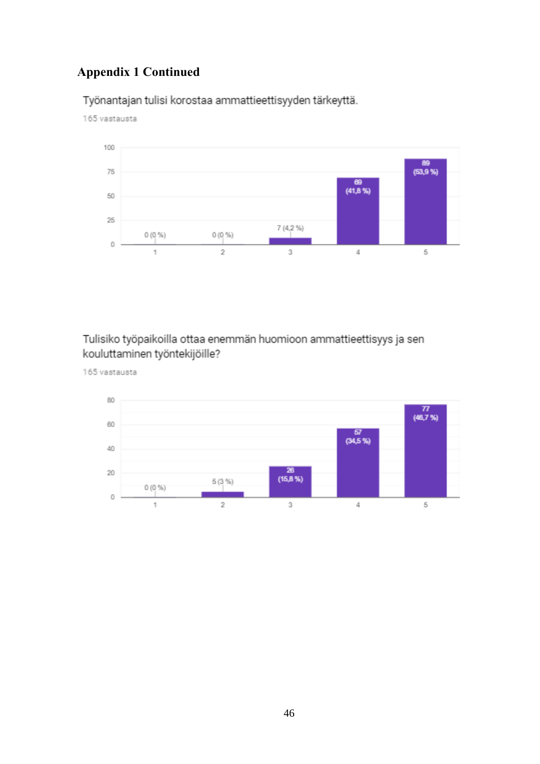**Appendix 1 Continued**

Työnantajan tulisi korostaa ammattieettisyyden tärkeyttä.

165 vastausta

100
75
50
25
0

0 (0 %)
0 (0 %)
7 (4,2 %)
69 (41,8 %)
89 (53,9 %)

1 2 3 4 5

Tulisiko työpaikoilla ottaa enemmän huomioon ammattieettisyys ja sen kouluttaminen työntekijöille?

165 vastausta

80
60
40
20
0

0 (0 %)
5 (3 %)
26 (15,8 %)
57 (34,5 %)
77 (46,7 %)

1 2 3 4 5